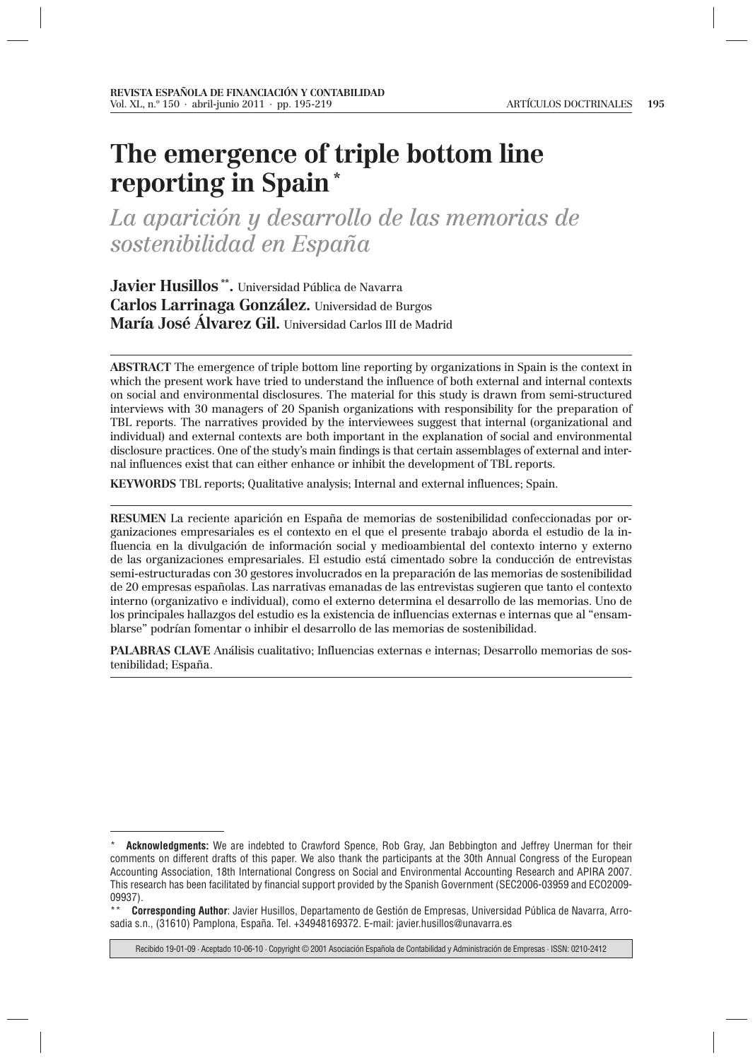# The emergence of triple bottom line reporting in Spain *

## *La aparición y desarrollo de las memorias de sostenibilidad en España*

**Javier Husillos \*\*.** Universidad Pública de Navarra
**Carlos Larrinaga González.** Universidad de Burgos
**María José Álvarez Gil.** Universidad Carlos III de Madrid

---

**ABSTRACT** The emergence of triple bottom line reporting by organizations in Spain is the context in which the present work have tried to understand the influence of both external and internal contexts on social and environmental disclosures. The material for this study is drawn from semi-structured interviews with 30 managers of 20 Spanish organizations with responsibility for the preparation of TBL reports. The narratives provided by the interviewees suggest that internal (organizational and individual) and external contexts are both important in the explanation of social and environmental disclosure practices. One of the study's main findings is that certain assemblages of external and internal influences exist that can either enhance or inhibit the development of TBL reports.

**KEYWORDS** TBL reports; Qualitative analysis; Internal and external influences; Spain.

---

**RESUMEN** La reciente aparición en España de memorias de sostenibilidad confeccionadas por organizaciones empresariales es el contexto en el que el presente trabajo aborda el estudio de la influencia en la divulgación de información social y medioambiental del contexto interno y externo de las organizaciones empresariales. El estudio está cimentado sobre la conducción de entrevistas semi-estructuradas con 30 gestores involucrados en la preparación de las memorias de sostenibilidad de 20 empresas españolas. Las narrativas emanadas de las entrevistas sugieren que tanto el contexto interno (organizativo e individual), como el externo determina el desarrollo de las memorias. Uno de los principales hallazgos del estudio es la existencia de influencias externas e internas que al "ensamblarse" podrían fomentar o inhibir el desarrollo de las memorias de sostenibilidad.

**PALABRAS CLAVE** Análisis cualitativo; Influencias externas e internas; Desarrollo memorias de sostenibilidad; España.

---

\* **Acknowledgments:** We are indebted to Crawford Spence, Rob Gray, Jan Bebbington and Jeffrey Unerman for their comments on different drafts of this paper. We also thank the participants at the 30th Annual Congress of the European Accounting Association, 18th International Congress on Social and Environmental Accounting Research and APIRA 2007. This research has been facilitated by financial support provided by the Spanish Government (SEC2006-03959 and ECO2009-09937).

\*\* **Corresponding Author**: Javier Husillos, Departamento de Gestión de Empresas, Universidad Pública de Navarra, Arrosadia s.n., (31610) Pamplona, España. Tel. +34948169372. E-mail: javier.husillos@unavarra.es

Recibido 19-01-09 · Aceptado 10-06-10 · Copyright © 2001 Asociación Española de Contabilidad y Administración de Empresas · ISSN: 0210-2412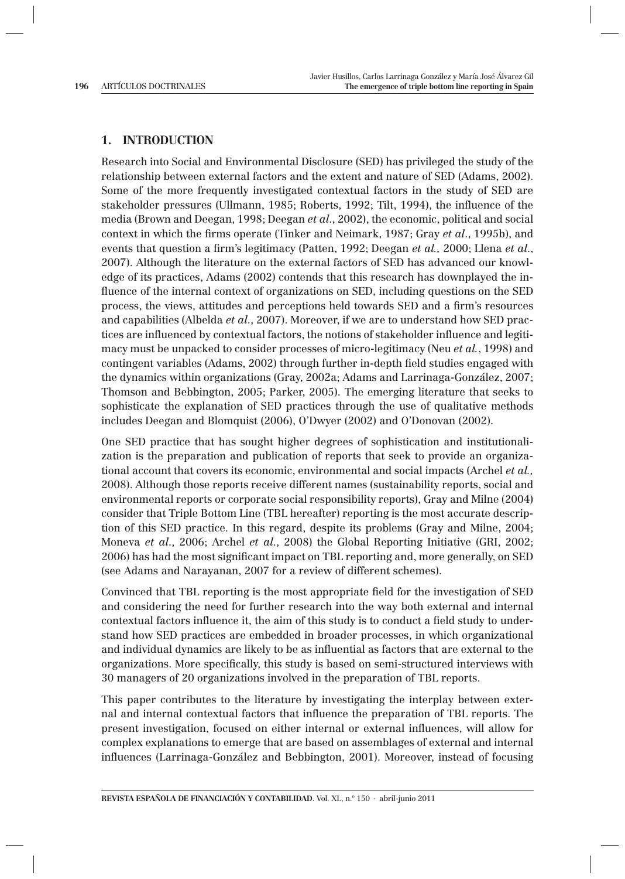## 1. INTRODUCTION

Research into Social and Environmental Disclosure (SED) has privileged the study of the relationship between external factors and the extent and nature of SED (Adams, 2002). Some of the more frequently investigated contextual factors in the study of SED are stakeholder pressures (Ullmann, 1985; Roberts, 1992; Tilt, 1994), the influence of the media (Brown and Deegan, 1998; Deegan *et al*., 2002), the economic, political and social context in which the firms operate (Tinker and Neimark, 1987; Gray *et al*., 1995b), and events that question a firm's legitimacy (Patten, 1992; Deegan *et al.,* 2000; Llena *et al*., 2007). Although the literature on the external factors of SED has advanced our knowledge of its practices, Adams (2002) contends that this research has downplayed the influence of the internal context of organizations on SED, including questions on the SED process, the views, attitudes and perceptions held towards SED and a firm's resources and capabilities (Albelda *et al*., 2007). Moreover, if we are to understand how SED practices are influenced by contextual factors, the notions of stakeholder influence and legitimacy must be unpacked to consider processes of micro-legitimacy (Neu *et al.*, 1998) and contingent variables (Adams, 2002) through further in-depth field studies engaged with the dynamics within organizations (Gray, 2002a; Adams and Larrinaga-González, 2007; Thomson and Bebbington, 2005; Parker, 2005). The emerging literature that seeks to sophisticate the explanation of SED practices through the use of qualitative methods includes Deegan and Blomquist (2006), O'Dwyer (2002) and O'Donovan (2002).

One SED practice that has sought higher degrees of sophistication and institutionalization is the preparation and publication of reports that seek to provide an organizational account that covers its economic, environmental and social impacts (Archel *et al.,* 2008). Although those reports receive different names (sustainability reports, social and environmental reports or corporate social responsibility reports), Gray and Milne (2004) consider that Triple Bottom Line (TBL hereafter) reporting is the most accurate description of this SED practice. In this regard, despite its problems (Gray and Milne, 2004; Moneva *et al*., 2006; Archel *et al*., 2008) the Global Reporting Initiative (GRI, 2002; 2006) has had the most significant impact on TBL reporting and, more generally, on SED (see Adams and Narayanan, 2007 for a review of different schemes).

Convinced that TBL reporting is the most appropriate field for the investigation of SED and considering the need for further research into the way both external and internal contextual factors influence it, the aim of this study is to conduct a field study to understand how SED practices are embedded in broader processes, in which organizational and individual dynamics are likely to be as influential as factors that are external to the organizations. More specifically, this study is based on semi-structured interviews with 30 managers of 20 organizations involved in the preparation of TBL reports.

This paper contributes to the literature by investigating the interplay between external and internal contextual factors that influence the preparation of TBL reports. The present investigation, focused on either internal or external influences, will allow for complex explanations to emerge that are based on assemblages of external and internal influences (Larrinaga-González and Bebbington, 2001). Moreover, instead of focusing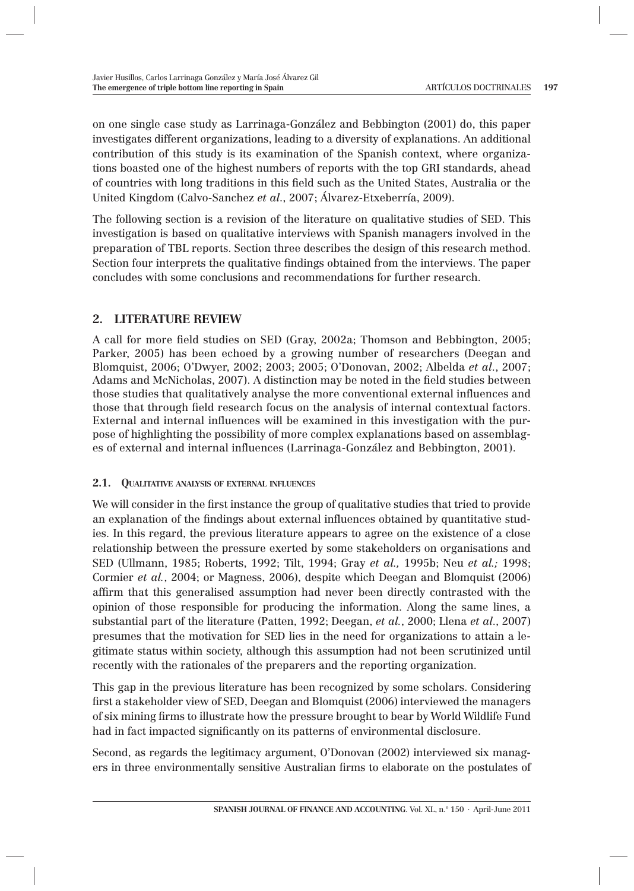on one single case study as Larrinaga-González and Bebbington (2001) do, this paper investigates different organizations, leading to a diversity of explanations. An additional contribution of this study is its examination of the Spanish context, where organizations boasted one of the highest numbers of reports with the top GRI standards, ahead of countries with long traditions in this field such as the United States, Australia or the United Kingdom (Calvo-Sanchez *et al.*, 2007; Álvarez-Etxeberría, 2009).

The following section is a revision of the literature on qualitative studies of SED. This investigation is based on qualitative interviews with Spanish managers involved in the preparation of TBL reports. Section three describes the design of this research method. Section four interprets the qualitative findings obtained from the interviews. The paper concludes with some conclusions and recommendations for further research.

## 2. LITERATURE REVIEW

A call for more field studies on SED (Gray, 2002a; Thomson and Bebbington, 2005; Parker, 2005) has been echoed by a growing number of researchers (Deegan and Blomquist, 2006; O'Dwyer, 2002; 2003; 2005; O'Donovan, 2002; Albelda *et al.*, 2007; Adams and McNicholas, 2007). A distinction may be noted in the field studies between those studies that qualitatively analyse the more conventional external influences and those that through field research focus on the analysis of internal contextual factors. External and internal influences will be examined in this investigation with the purpose of highlighting the possibility of more complex explanations based on assemblages of external and internal influences (Larrinaga-González and Bebbington, 2001).

### 2.1. Qualitative analysis of external influences

We will consider in the first instance the group of qualitative studies that tried to provide an explanation of the findings about external influences obtained by quantitative studies. In this regard, the previous literature appears to agree on the existence of a close relationship between the pressure exerted by some stakeholders on organisations and SED (Ullmann, 1985; Roberts, 1992; Tilt, 1994; Gray *et al.,* 1995b; Neu *et al.;* 1998; Cormier *et al.*, 2004; or Magness, 2006), despite which Deegan and Blomquist (2006) affirm that this generalised assumption had never been directly contrasted with the opinion of those responsible for producing the information. Along the same lines, a substantial part of the literature (Patten, 1992; Deegan, *et al.*, 2000; Llena *et al.*, 2007) presumes that the motivation for SED lies in the need for organizations to attain a legitimate status within society, although this assumption had not been scrutinized until recently with the rationales of the preparers and the reporting organization.

This gap in the previous literature has been recognized by some scholars. Considering first a stakeholder view of SED, Deegan and Blomquist (2006) interviewed the managers of six mining firms to illustrate how the pressure brought to bear by World Wildlife Fund had in fact impacted significantly on its patterns of environmental disclosure.

Second, as regards the legitimacy argument, O'Donovan (2002) interviewed six managers in three environmentally sensitive Australian firms to elaborate on the postulates of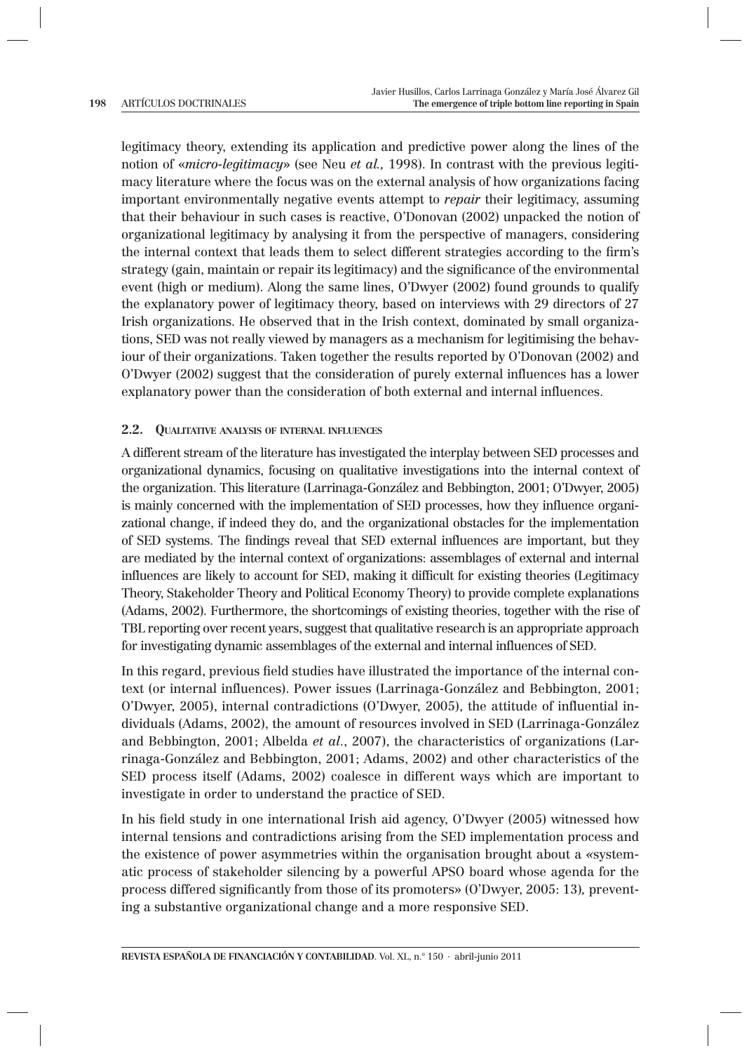legitimacy theory, extending its application and predictive power along the lines of the notion of «*micro-legitimacy*» (see Neu *et al.,* 1998). In contrast with the previous legitimacy literature where the focus was on the external analysis of how organizations facing important environmentally negative events attempt to *repair* their legitimacy, assuming that their behaviour in such cases is reactive, O'Donovan (2002) unpacked the notion of organizational legitimacy by analysing it from the perspective of managers, considering the internal context that leads them to select different strategies according to the firm's strategy (gain, maintain or repair its legitimacy) and the significance of the environmental event (high or medium). Along the same lines, O'Dwyer (2002) found grounds to qualify the explanatory power of legitimacy theory, based on interviews with 29 directors of 27 Irish organizations. He observed that in the Irish context, dominated by small organizations, SED was not really viewed by managers as a mechanism for legitimising the behaviour of their organizations. Taken together the results reported by O'Donovan (2002) and O'Dwyer (2002) suggest that the consideration of purely external influences has a lower explanatory power than the consideration of both external and internal influences.

### 2.2. Qualitative analysis of internal influences

A different stream of the literature has investigated the interplay between SED processes and organizational dynamics, focusing on qualitative investigations into the internal context of the organization. This literature (Larrinaga-González and Bebbington, 2001; O'Dwyer, 2005) is mainly concerned with the implementation of SED processes, how they influence organizational change, if indeed they do, and the organizational obstacles for the implementation of SED systems. The findings reveal that SED external influences are important, but they are mediated by the internal context of organizations: assemblages of external and internal influences are likely to account for SED, making it difficult for existing theories (Legitimacy Theory, Stakeholder Theory and Political Economy Theory) to provide complete explanations (Adams, 2002). Furthermore, the shortcomings of existing theories, together with the rise of TBL reporting over recent years, suggest that qualitative research is an appropriate approach for investigating dynamic assemblages of the external and internal influences of SED.

In this regard, previous field studies have illustrated the importance of the internal context (or internal influences). Power issues (Larrinaga-González and Bebbington, 2001; O'Dwyer, 2005), internal contradictions (O'Dwyer, 2005), the attitude of influential individuals (Adams, 2002), the amount of resources involved in SED (Larrinaga-González and Bebbington, 2001; Albelda *et al*., 2007), the characteristics of organizations (Larrinaga-González and Bebbington, 2001; Adams, 2002) and other characteristics of the SED process itself (Adams, 2002) coalesce in different ways which are important to investigate in order to understand the practice of SED.

In his field study in one international Irish aid agency, O'Dwyer (2005) witnessed how internal tensions and contradictions arising from the SED implementation process and the existence of power asymmetries within the organisation brought about a «systematic process of stakeholder silencing by a powerful APSO board whose agenda for the process differed significantly from those of its promoters» (O'Dwyer, 2005: 13)*,* preventing a substantive organizational change and a more responsive SED.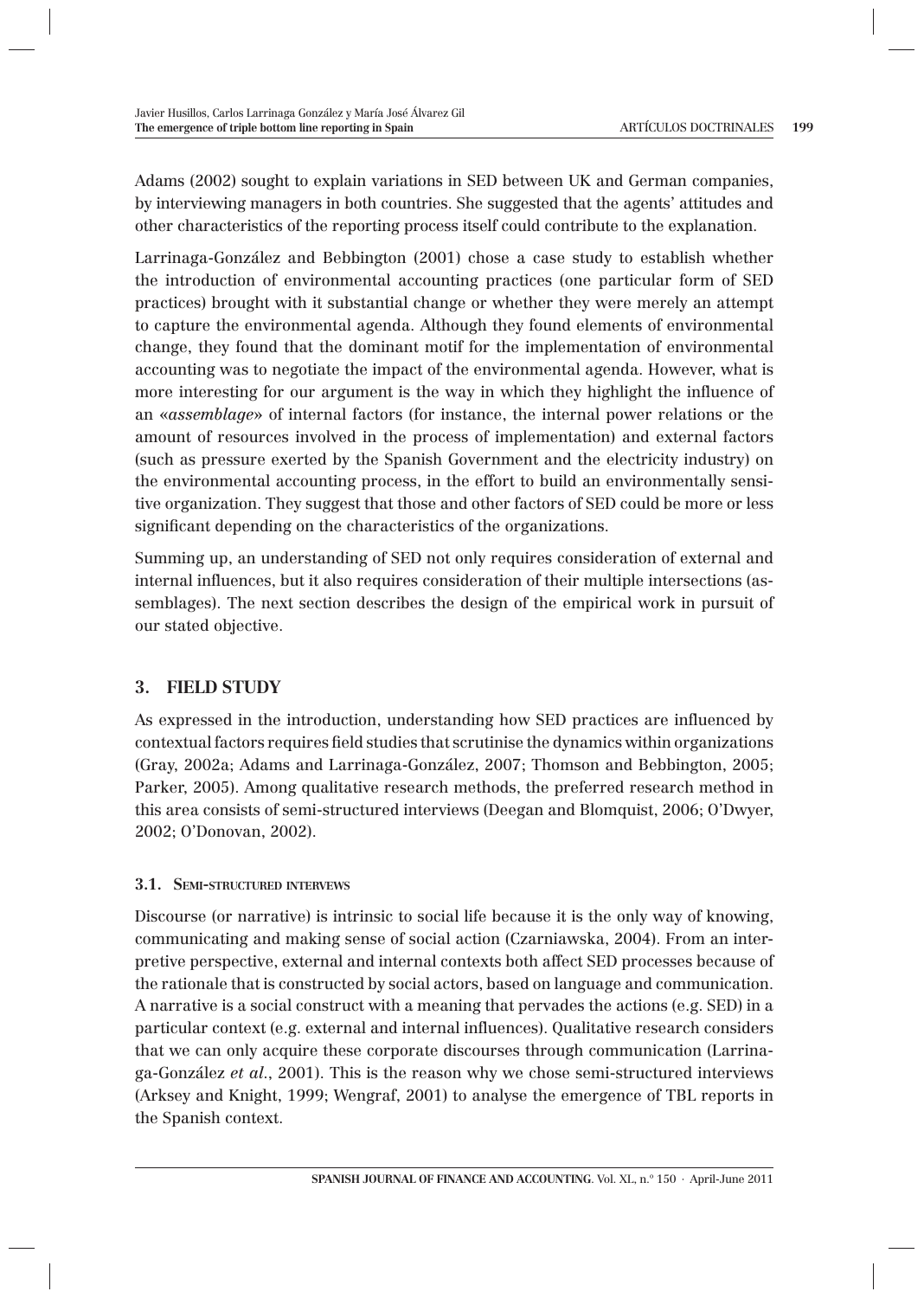Adams (2002) sought to explain variations in SED between UK and German companies, by interviewing managers in both countries. She suggested that the agents' attitudes and other characteristics of the reporting process itself could contribute to the explanation.

Larrinaga-González and Bebbington (2001) chose a case study to establish whether the introduction of environmental accounting practices (one particular form of SED practices) brought with it substantial change or whether they were merely an attempt to capture the environmental agenda. Although they found elements of environmental change, they found that the dominant motif for the implementation of environmental accounting was to negotiate the impact of the environmental agenda. However, what is more interesting for our argument is the way in which they highlight the influence of an «*assemblage*» of internal factors (for instance, the internal power relations or the amount of resources involved in the process of implementation) and external factors (such as pressure exerted by the Spanish Government and the electricity industry) on the environmental accounting process, in the effort to build an environmentally sensitive organization. They suggest that those and other factors of SED could be more or less significant depending on the characteristics of the organizations.

Summing up, an understanding of SED not only requires consideration of external and internal influences, but it also requires consideration of their multiple intersections (assemblages). The next section describes the design of the empirical work in pursuit of our stated objective.

## 3. FIELD STUDY

As expressed in the introduction, understanding how SED practices are influenced by contextual factors requires field studies that scrutinise the dynamics within organizations (Gray, 2002a; Adams and Larrinaga-González, 2007; Thomson and Bebbington, 2005; Parker, 2005). Among qualitative research methods, the preferred research method in this area consists of semi-structured interviews (Deegan and Blomquist, 2006; O'Dwyer, 2002; O'Donovan, 2002).

### 3.1. Semi-structured interviews

Discourse (or narrative) is intrinsic to social life because it is the only way of knowing, communicating and making sense of social action (Czarniawska, 2004). From an interpretive perspective, external and internal contexts both affect SED processes because of the rationale that is constructed by social actors, based on language and communication. A narrative is a social construct with a meaning that pervades the actions (e.g. SED) in a particular context (e.g. external and internal influences). Qualitative research considers that we can only acquire these corporate discourses through communication (Larrinaga-González *et al.*, 2001). This is the reason why we chose semi-structured interviews (Arksey and Knight, 1999; Wengraf, 2001) to analyse the emergence of TBL reports in the Spanish context.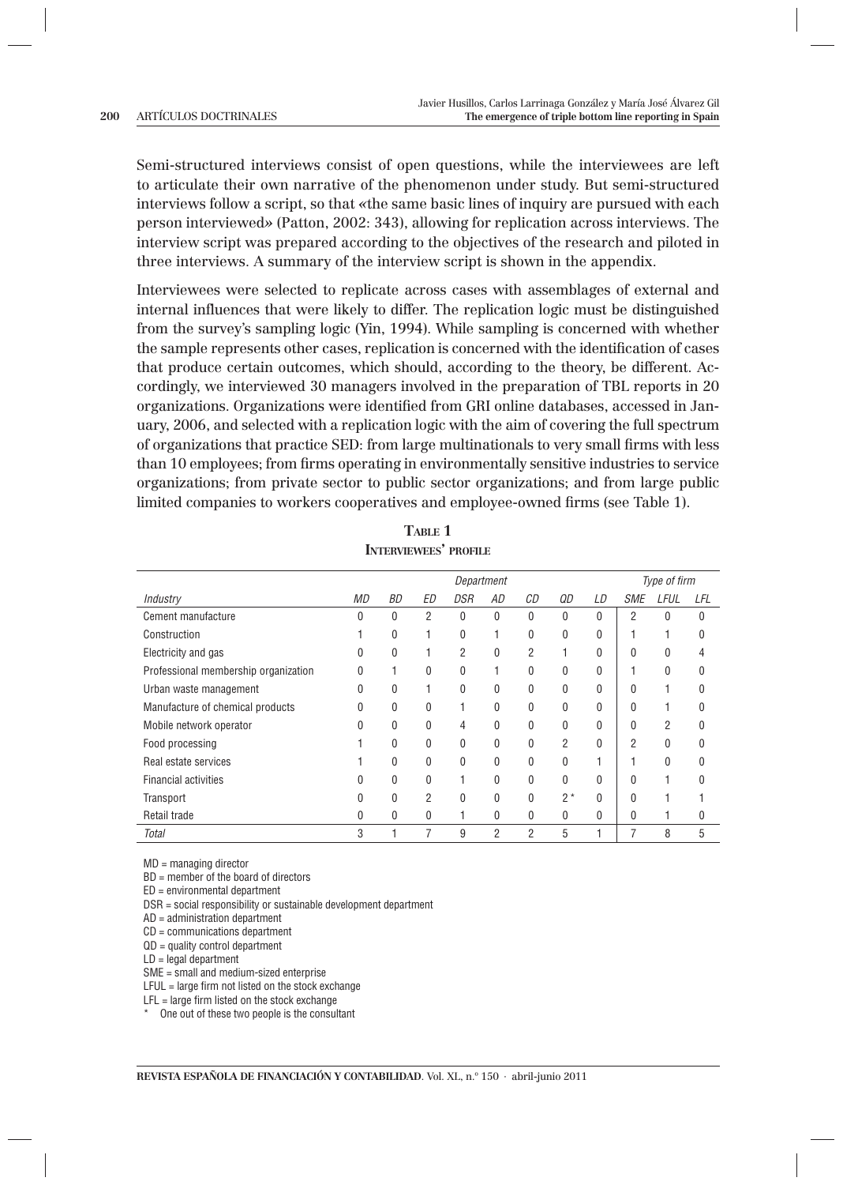Semi-structured interviews consist of open questions, while the interviewees are left to articulate their own narrative of the phenomenon under study. But semi-structured interviews follow a script, so that «the same basic lines of inquiry are pursued with each person interviewed» (Patton, 2002: 343), allowing for replication across interviews. The interview script was prepared according to the objectives of the research and piloted in three interviews. A summary of the interview script is shown in the appendix.

Interviewees were selected to replicate across cases with assemblages of external and internal influences that were likely to differ. The replication logic must be distinguished from the survey's sampling logic (Yin, 1994). While sampling is concerned with whether the sample represents other cases, replication is concerned with the identification of cases that produce certain outcomes, which should, according to the theory, be different. Accordingly, we interviewed 30 managers involved in the preparation of TBL reports in 20 organizations. Organizations were identified from GRI online databases, accessed in January, 2006, and selected with a replication logic with the aim of covering the full spectrum of organizations that practice SED: from large multinationals to very small firms with less than 10 employees; from firms operating in environmentally sensitive industries to service organizations; from private sector to public sector organizations; and from large public limited companies to workers cooperatives and employee-owned firms (see Table 1).

**Table 1**
**Interviewees' profile**

| | Department | | | | | | | | Type of firm | | |
|---|---|---|---|---|---|---|---|---|---|---|---|
| *Industry* | *MD* | *BD* | *ED* | *DSR* | *AD* | *CD* | *QD* | *LD* | *SME* | *LFUL* | *LFL* |
| Cement manufacture | 0 | 0 | 2 | 0 | 0 | 0 | 0 | 0 | 2 | 0 | 0 |
| Construction | 1 | 0 | 1 | 0 | 1 | 0 | 0 | 0 | 1 | 1 | 0 |
| Electricity and gas | 0 | 0 | 1 | 2 | 0 | 2 | 1 | 0 | 0 | 0 | 4 |
| Professional membership organization | 0 | 1 | 0 | 0 | 1 | 0 | 0 | 0 | 1 | 0 | 0 |
| Urban waste management | 0 | 0 | 1 | 0 | 0 | 0 | 0 | 0 | 0 | 1 | 0 |
| Manufacture of chemical products | 0 | 0 | 0 | 1 | 0 | 0 | 0 | 0 | 0 | 1 | 0 |
| Mobile network operator | 0 | 0 | 0 | 4 | 0 | 0 | 0 | 0 | 0 | 2 | 0 |
| Food processing | 1 | 0 | 0 | 0 | 0 | 0 | 2 | 0 | 2 | 0 | 0 |
| Real estate services | 1 | 0 | 0 | 0 | 0 | 0 | 0 | 1 | 1 | 0 | 0 |
| Financial activities | 0 | 0 | 0 | 1 | 0 | 0 | 0 | 0 | 0 | 1 | 0 |
| Transport | 0 | 0 | 2 | 0 | 0 | 0 | 2 * | 0 | 0 | 1 | 1 |
| Retail trade | 0 | 0 | 0 | 1 | 0 | 0 | 0 | 0 | 0 | 1 | 0 |
| *Total* | 3 | 1 | 7 | 9 | 2 | 2 | 5 | 1 | 7 | 8 | 5 |

MD = managing director
BD = member of the board of directors
ED = environmental department
DSR = social responsibility or sustainable development department
AD = administration department
CD = communications department
QD = quality control department
LD = legal department
SME = small and medium-sized enterprise
LFUL = large firm not listed on the stock exchange
LFL = large firm listed on the stock exchange
\* One out of these two people is the consultant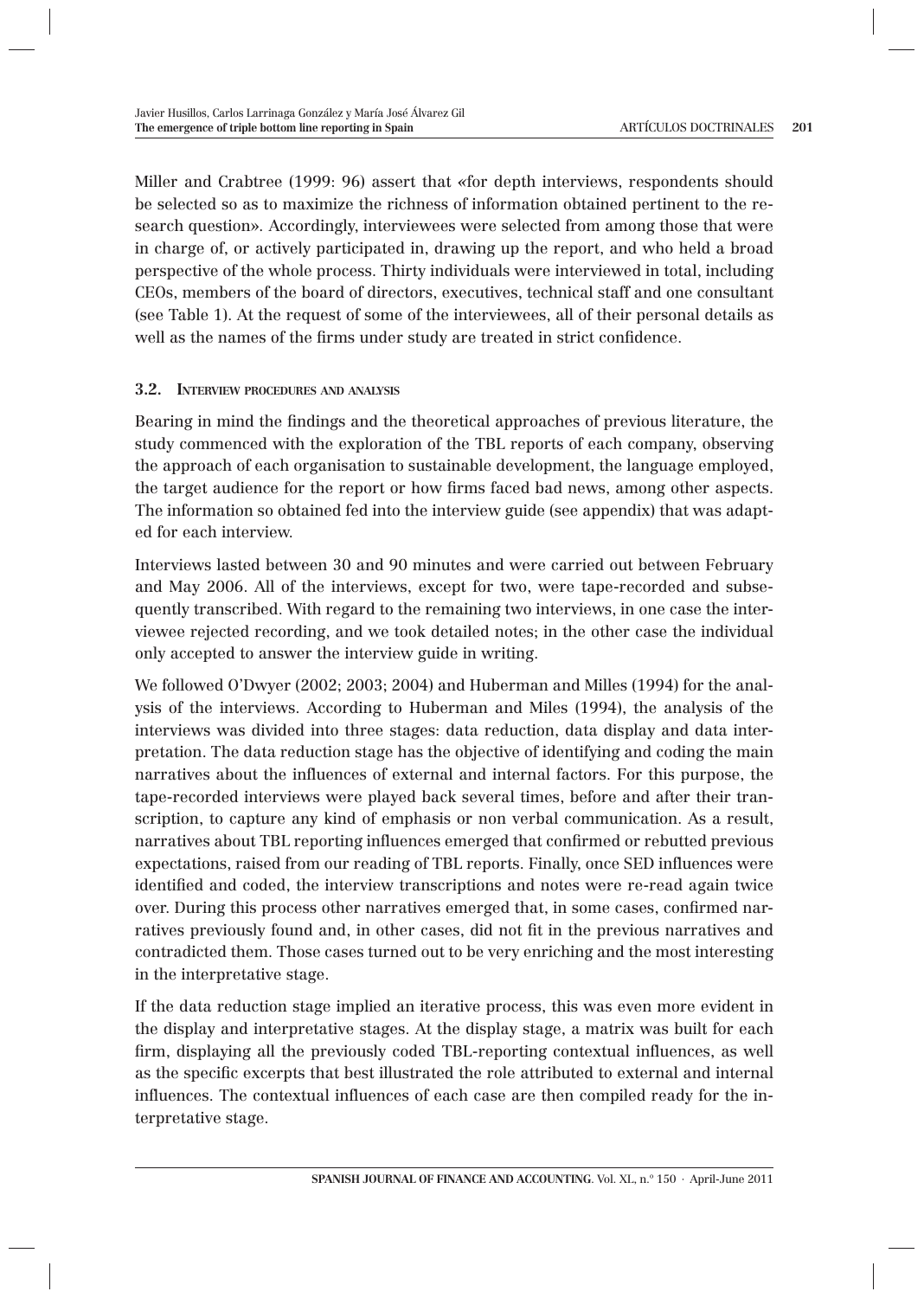Miller and Crabtree (1999: 96) assert that «for depth interviews, respondents should be selected so as to maximize the richness of information obtained pertinent to the research question». Accordingly, interviewees were selected from among those that were in charge of, or actively participated in, drawing up the report, and who held a broad perspective of the whole process. Thirty individuals were interviewed in total, including CEOs, members of the board of directors, executives, technical staff and one consultant (see Table 1). At the request of some of the interviewees, all of their personal details as well as the names of the firms under study are treated in strict confidence.

### 3.2. Interview procedures and analysis

Bearing in mind the findings and the theoretical approaches of previous literature, the study commenced with the exploration of the TBL reports of each company, observing the approach of each organisation to sustainable development, the language employed, the target audience for the report or how firms faced bad news, among other aspects. The information so obtained fed into the interview guide (see appendix) that was adapted for each interview.

Interviews lasted between 30 and 90 minutes and were carried out between February and May 2006. All of the interviews, except for two, were tape-recorded and subsequently transcribed. With regard to the remaining two interviews, in one case the interviewee rejected recording, and we took detailed notes; in the other case the individual only accepted to answer the interview guide in writing.

We followed O'Dwyer (2002; 2003; 2004) and Huberman and Milles (1994) for the analysis of the interviews. According to Huberman and Miles (1994), the analysis of the interviews was divided into three stages: data reduction, data display and data interpretation. The data reduction stage has the objective of identifying and coding the main narratives about the influences of external and internal factors. For this purpose, the tape-recorded interviews were played back several times, before and after their transcription, to capture any kind of emphasis or non verbal communication. As a result, narratives about TBL reporting influences emerged that confirmed or rebutted previous expectations, raised from our reading of TBL reports. Finally, once SED influences were identified and coded, the interview transcriptions and notes were re-read again twice over. During this process other narratives emerged that, in some cases, confirmed narratives previously found and, in other cases, did not fit in the previous narratives and contradicted them. Those cases turned out to be very enriching and the most interesting in the interpretative stage.

If the data reduction stage implied an iterative process, this was even more evident in the display and interpretative stages. At the display stage, a matrix was built for each firm, displaying all the previously coded TBL-reporting contextual influences, as well as the specific excerpts that best illustrated the role attributed to external and internal influences. The contextual influences of each case are then compiled ready for the interpretative stage.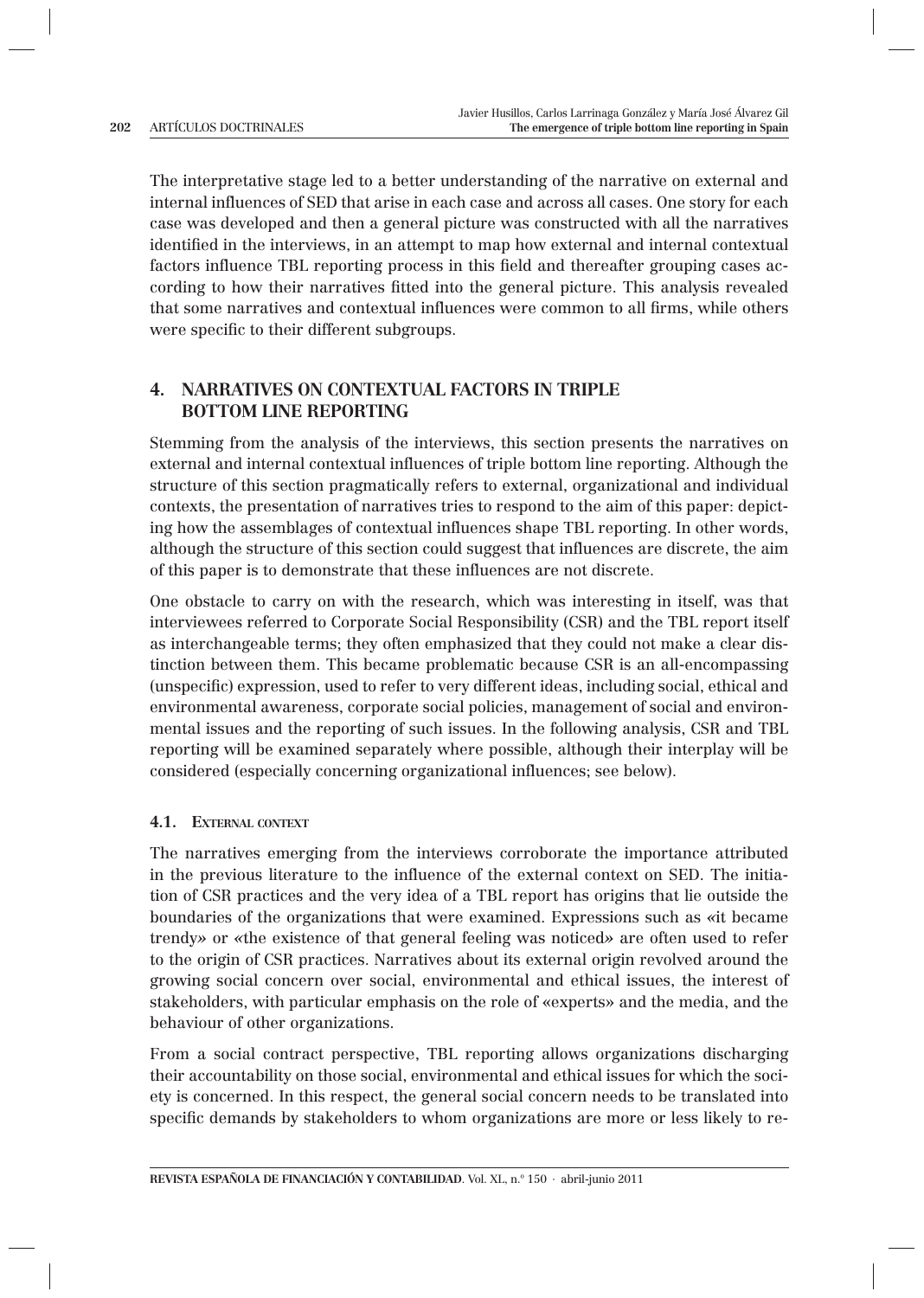The interpretative stage led to a better understanding of the narrative on external and internal influences of SED that arise in each case and across all cases. One story for each case was developed and then a general picture was constructed with all the narratives identified in the interviews, in an attempt to map how external and internal contextual factors influence TBL reporting process in this field and thereafter grouping cases according to how their narratives fitted into the general picture. This analysis revealed that some narratives and contextual influences were common to all firms, while others were specific to their different subgroups.

## 4. NARRATIVES ON CONTEXTUAL FACTORS IN TRIPLE BOTTOM LINE REPORTING

Stemming from the analysis of the interviews, this section presents the narratives on external and internal contextual influences of triple bottom line reporting. Although the structure of this section pragmatically refers to external, organizational and individual contexts, the presentation of narratives tries to respond to the aim of this paper: depicting how the assemblages of contextual influences shape TBL reporting. In other words, although the structure of this section could suggest that influences are discrete, the aim of this paper is to demonstrate that these influences are not discrete.

One obstacle to carry on with the research, which was interesting in itself, was that interviewees referred to Corporate Social Responsibility (CSR) and the TBL report itself as interchangeable terms; they often emphasized that they could not make a clear distinction between them. This became problematic because CSR is an all-encompassing (unspecific) expression, used to refer to very different ideas, including social, ethical and environmental awareness, corporate social policies, management of social and environmental issues and the reporting of such issues. In the following analysis, CSR and TBL reporting will be examined separately where possible, although their interplay will be considered (especially concerning organizational influences; see below).

### 4.1. External context

The narratives emerging from the interviews corroborate the importance attributed in the previous literature to the influence of the external context on SED. The initiation of CSR practices and the very idea of a TBL report has origins that lie outside the boundaries of the organizations that were examined. Expressions such as «it became trendy» or «the existence of that general feeling was noticed» are often used to refer to the origin of CSR practices. Narratives about its external origin revolved around the growing social concern over social, environmental and ethical issues, the interest of stakeholders, with particular emphasis on the role of «experts» and the media, and the behaviour of other organizations.

From a social contract perspective, TBL reporting allows organizations discharging their accountability on those social, environmental and ethical issues for which the society is concerned. In this respect, the general social concern needs to be translated into specific demands by stakeholders to whom organizations are more or less likely to re-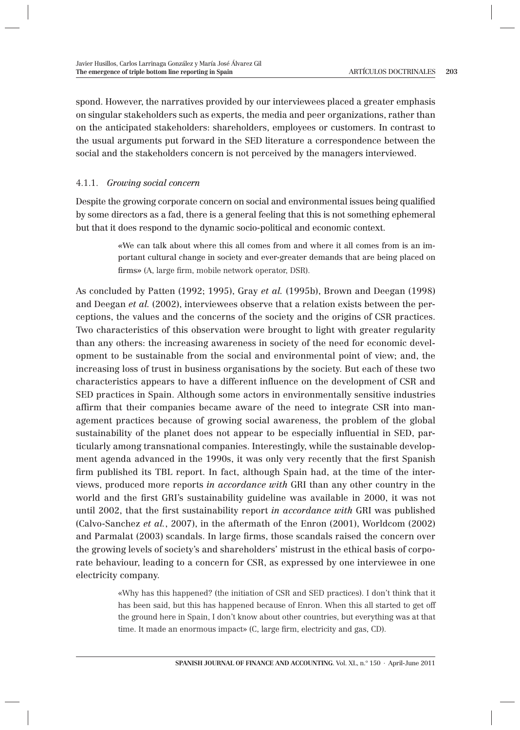spond. However, the narratives provided by our interviewees placed a greater emphasis on singular stakeholders such as experts, the media and peer organizations, rather than on the anticipated stakeholders: shareholders, employees or customers. In contrast to the usual arguments put forward in the SED literature a correspondence between the social and the stakeholders concern is not perceived by the managers interviewed.

#### 4.1.1. *Growing social concern*

Despite the growing corporate concern on social and environmental issues being qualified by some directors as a fad, there is a general feeling that this is not something ephemeral but that it does respond to the dynamic socio-political and economic context.

> «We can talk about where this all comes from and where it all comes from is an important cultural change in society and ever-greater demands that are being placed on firms» (A, large firm, mobile network operator, DSR).

As concluded by Patten (1992; 1995), Gray *et al.* (1995b), Brown and Deegan (1998) and Deegan *et al.* (2002), interviewees observe that a relation exists between the perceptions, the values and the concerns of the society and the origins of CSR practices. Two characteristics of this observation were brought to light with greater regularity than any others: the increasing awareness in society of the need for economic development to be sustainable from the social and environmental point of view; and, the increasing loss of trust in business organisations by the society. But each of these two characteristics appears to have a different influence on the development of CSR and SED practices in Spain. Although some actors in environmentally sensitive industries affirm that their companies became aware of the need to integrate CSR into management practices because of growing social awareness, the problem of the global sustainability of the planet does not appear to be especially influential in SED, particularly among transnational companies. Interestingly, while the sustainable development agenda advanced in the 1990s, it was only very recently that the first Spanish firm published its TBL report. In fact, although Spain had, at the time of the interviews, produced more reports *in accordance with* GRI than any other country in the world and the first GRI's sustainability guideline was available in 2000, it was not until 2002, that the first sustainability report *in accordance with* GRI was published (Calvo-Sanchez *et al.*, 2007), in the aftermath of the Enron (2001), Worldcom (2002) and Parmalat (2003) scandals. In large firms, those scandals raised the concern over the growing levels of society's and shareholders' mistrust in the ethical basis of corporate behaviour, leading to a concern for CSR, as expressed by one interviewee in one electricity company.

> «Why has this happened? (the initiation of CSR and SED practices). I don't think that it has been said, but this has happened because of Enron. When this all started to get off the ground here in Spain, I don't know about other countries, but everything was at that time. It made an enormous impact» (C, large firm, electricity and gas, CD).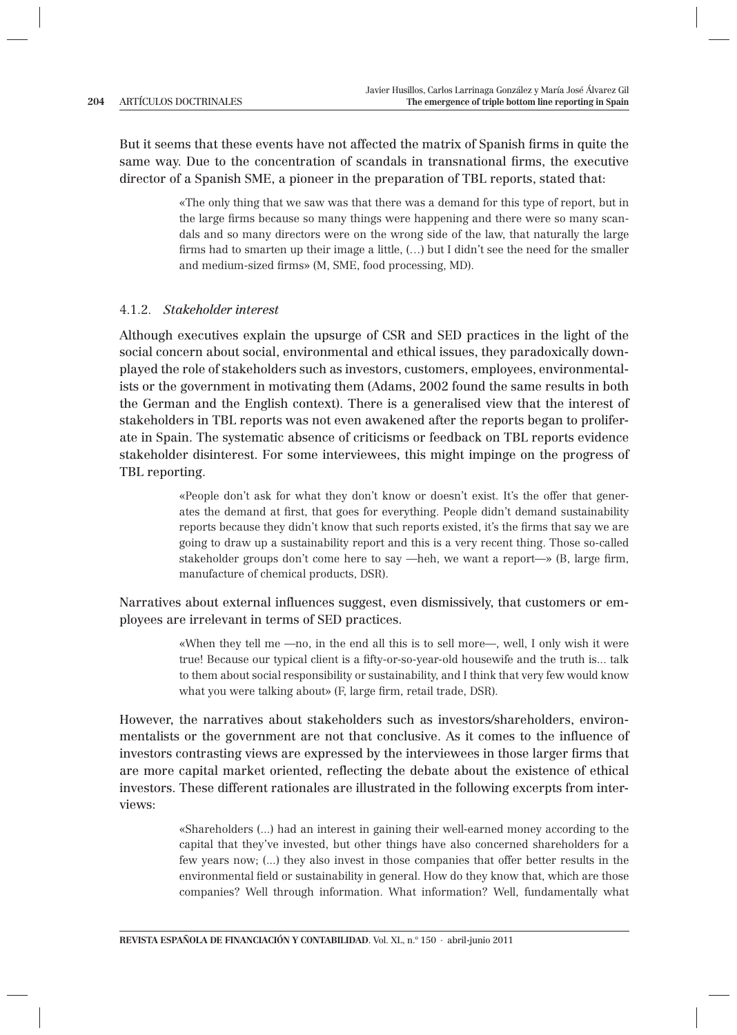But it seems that these events have not affected the matrix of Spanish firms in quite the same way. Due to the concentration of scandals in transnational firms, the executive director of a Spanish SME, a pioneer in the preparation of TBL reports, stated that:

> «The only thing that we saw was that there was a demand for this type of report, but in the large firms because so many things were happening and there were so many scandals and so many directors were on the wrong side of the law, that naturally the large firms had to smarten up their image a little, (…) but I didn't see the need for the smaller and medium-sized firms» (M, SME, food processing, MD).

#### 4.1.2. *Stakeholder interest*

Although executives explain the upsurge of CSR and SED practices in the light of the social concern about social, environmental and ethical issues, they paradoxically downplayed the role of stakeholders such as investors, customers, employees, environmentalists or the government in motivating them (Adams, 2002 found the same results in both the German and the English context). There is a generalised view that the interest of stakeholders in TBL reports was not even awakened after the reports began to proliferate in Spain. The systematic absence of criticisms or feedback on TBL reports evidence stakeholder disinterest. For some interviewees, this might impinge on the progress of TBL reporting.

> «People don't ask for what they don't know or doesn't exist. It's the offer that generates the demand at first, that goes for everything. People didn't demand sustainability reports because they didn't know that such reports existed, it's the firms that say we are going to draw up a sustainability report and this is a very recent thing. Those so-called stakeholder groups don't come here to say —heh, we want a report—» (B, large firm, manufacture of chemical products, DSR).

Narratives about external influences suggest, even dismissively, that customers or employees are irrelevant in terms of SED practices.

> «When they tell me —no, in the end all this is to sell more—, well, I only wish it were true! Because our typical client is a fifty-or-so-year-old housewife and the truth is... talk to them about social responsibility or sustainability, and I think that very few would know what you were talking about» (F, large firm, retail trade, DSR).

However, the narratives about stakeholders such as investors/shareholders, environmentalists or the government are not that conclusive. As it comes to the influence of investors contrasting views are expressed by the interviewees in those larger firms that are more capital market oriented, reflecting the debate about the existence of ethical investors. These different rationales are illustrated in the following excerpts from interviews:

> «Shareholders (...) had an interest in gaining their well-earned money according to the capital that they've invested, but other things have also concerned shareholders for a few years now; (...) they also invest in those companies that offer better results in the environmental field or sustainability in general. How do they know that, which are those companies? Well through information. What information? Well, fundamentally what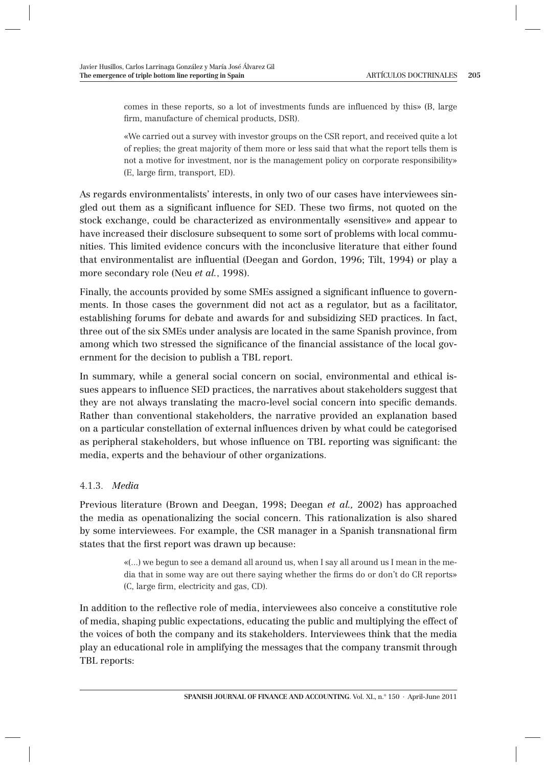comes in these reports, so a lot of investments funds are influenced by this» (B, large firm, manufacture of chemical products, DSR).

> «We carried out a survey with investor groups on the CSR report, and received quite a lot of replies; the great majority of them more or less said that what the report tells them is not a motive for investment, nor is the management policy on corporate responsibility» (E, large firm, transport, ED).

As regards environmentalists' interests, in only two of our cases have interviewees singled out them as a significant influence for SED. These two firms, not quoted on the stock exchange, could be characterized as environmentally «sensitive» and appear to have increased their disclosure subsequent to some sort of problems with local communities. This limited evidence concurs with the inconclusive literature that either found that environmentalist are influential (Deegan and Gordon, 1996; Tilt, 1994) or play a more secondary role (Neu *et al.*, 1998).

Finally, the accounts provided by some SMEs assigned a significant influence to governments. In those cases the government did not act as a regulator, but as a facilitator, establishing forums for debate and awards for and subsidizing SED practices. In fact, three out of the six SMEs under analysis are located in the same Spanish province, from among which two stressed the significance of the financial assistance of the local government for the decision to publish a TBL report.

In summary, while a general social concern on social, environmental and ethical issues appears to influence SED practices, the narratives about stakeholders suggest that they are not always translating the macro-level social concern into specific demands. Rather than conventional stakeholders, the narrative provided an explanation based on a particular constellation of external influences driven by what could be categorised as peripheral stakeholders, but whose influence on TBL reporting was significant: the media, experts and the behaviour of other organizations.

### 4.1.3. *Media*

Previous literature (Brown and Deegan, 1998; Deegan *et al.,* 2002) has approached the media as openationalizing the social concern. This rationalization is also shared by some interviewees. For example, the CSR manager in a Spanish transnational firm states that the first report was drawn up because:

> «(...) we begun to see a demand all around us, when I say all around us I mean in the media that in some way are out there saying whether the firms do or don't do CR reports» (C, large firm, electricity and gas, CD).

In addition to the reflective role of media, interviewees also conceive a constitutive role of media, shaping public expectations, educating the public and multiplying the effect of the voices of both the company and its stakeholders. Interviewees think that the media play an educational role in amplifying the messages that the company transmit through TBL reports: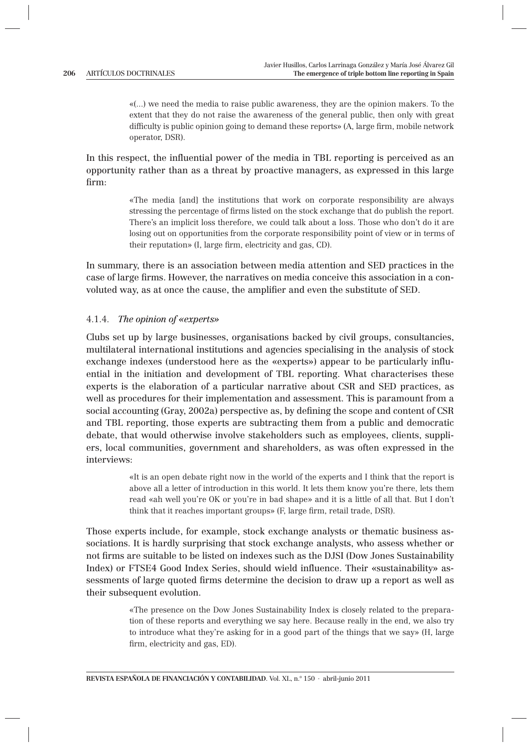> «(...) we need the media to raise public awareness, they are the opinion makers. To the extent that they do not raise the awareness of the general public, then only with great difficulty is public opinion going to demand these reports» (A, large firm, mobile network operator, DSR).

In this respect, the influential power of the media in TBL reporting is perceived as an opportunity rather than as a threat by proactive managers, as expressed in this large firm:

> «The media [and] the institutions that work on corporate responsibility are always stressing the percentage of firms listed on the stock exchange that do publish the report. There's an implicit loss therefore, we could talk about a loss. Those who don't do it are losing out on opportunities from the corporate responsibility point of view or in terms of their reputation» (I, large firm, electricity and gas, CD).

In summary, there is an association between media attention and SED practices in the case of large firms. However, the narratives on media conceive this association in a convoluted way, as at once the cause, the amplifier and even the substitute of SED.

#### 4.1.4. *The opinion of «experts»*

Clubs set up by large businesses, organisations backed by civil groups, consultancies, multilateral international institutions and agencies specialising in the analysis of stock exchange indexes (understood here as the «experts») appear to be particularly influential in the initiation and development of TBL reporting. What characterises these experts is the elaboration of a particular narrative about CSR and SED practices, as well as procedures for their implementation and assessment. This is paramount from a social accounting (Gray, 2002a) perspective as, by defining the scope and content of CSR and TBL reporting, those experts are subtracting them from a public and democratic debate, that would otherwise involve stakeholders such as employees, clients, suppliers, local communities, government and shareholders, as was often expressed in the interviews:

> «It is an open debate right now in the world of the experts and I think that the report is above all a letter of introduction in this world. It lets them know you're there, lets them read «ah well you're OK or you're in bad shape» and it is a little of all that. But I don't think that it reaches important groups» (F, large firm, retail trade, DSR).

Those experts include, for example, stock exchange analysts or thematic business associations. It is hardly surprising that stock exchange analysts, who assess whether or not firms are suitable to be listed on indexes such as the DJSI (Dow Jones Sustainability Index) or FTSE4 Good Index Series, should wield influence. Their «sustainability» assessments of large quoted firms determine the decision to draw up a report as well as their subsequent evolution.

> «The presence on the Dow Jones Sustainability Index is closely related to the preparation of these reports and everything we say here. Because really in the end, we also try to introduce what they're asking for in a good part of the things that we say» (H, large firm, electricity and gas, ED).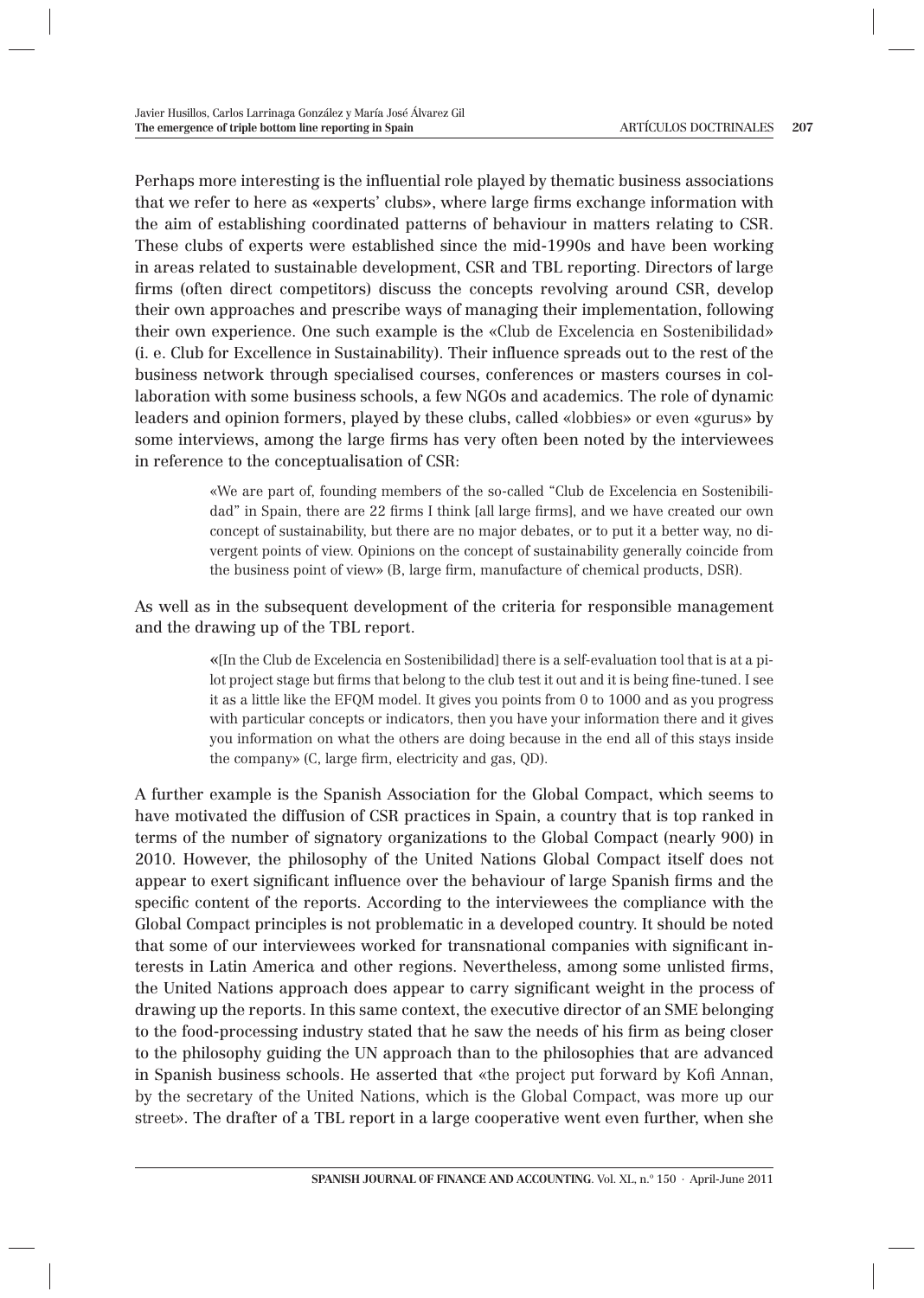Perhaps more interesting is the influential role played by thematic business associations that we refer to here as «experts' clubs», where large firms exchange information with the aim of establishing coordinated patterns of behaviour in matters relating to CSR. These clubs of experts were established since the mid-1990s and have been working in areas related to sustainable development, CSR and TBL reporting. Directors of large firms (often direct competitors) discuss the concepts revolving around CSR, develop their own approaches and prescribe ways of managing their implementation, following their own experience. One such example is the «Club de Excelencia en Sostenibilidad» (i. e. Club for Excellence in Sustainability). Their influence spreads out to the rest of the business network through specialised courses, conferences or masters courses in collaboration with some business schools, a few NGOs and academics. The role of dynamic leaders and opinion formers, played by these clubs, called «lobbies» or even «gurus» by some interviews, among the large firms has very often been noted by the interviewees in reference to the conceptualisation of CSR:

> «We are part of, founding members of the so-called "Club de Excelencia en Sostenibilidad" in Spain, there are 22 firms I think [all large firms], and we have created our own concept of sustainability, but there are no major debates, or to put it a better way, no divergent points of view. Opinions on the concept of sustainability generally coincide from the business point of view» (B, large firm, manufacture of chemical products, DSR).

As well as in the subsequent development of the criteria for responsible management and the drawing up of the TBL report.

> «[In the Club de Excelencia en Sostenibilidad] there is a self-evaluation tool that is at a pilot project stage but firms that belong to the club test it out and it is being fine-tuned. I see it as a little like the EFQM model. It gives you points from 0 to 1000 and as you progress with particular concepts or indicators, then you have your information there and it gives you information on what the others are doing because in the end all of this stays inside the company» (C, large firm, electricity and gas, QD).

A further example is the Spanish Association for the Global Compact, which seems to have motivated the diffusion of CSR practices in Spain, a country that is top ranked in terms of the number of signatory organizations to the Global Compact (nearly 900) in 2010. However, the philosophy of the United Nations Global Compact itself does not appear to exert significant influence over the behaviour of large Spanish firms and the specific content of the reports. According to the interviewees the compliance with the Global Compact principles is not problematic in a developed country. It should be noted that some of our interviewees worked for transnational companies with significant interests in Latin America and other regions. Nevertheless, among some unlisted firms, the United Nations approach does appear to carry significant weight in the process of drawing up the reports. In this same context, the executive director of an SME belonging to the food-processing industry stated that he saw the needs of his firm as being closer to the philosophy guiding the UN approach than to the philosophies that are advanced in Spanish business schools. He asserted that «the project put forward by Kofi Annan, by the secretary of the United Nations, which is the Global Compact, was more up our street». The drafter of a TBL report in a large cooperative went even further, when she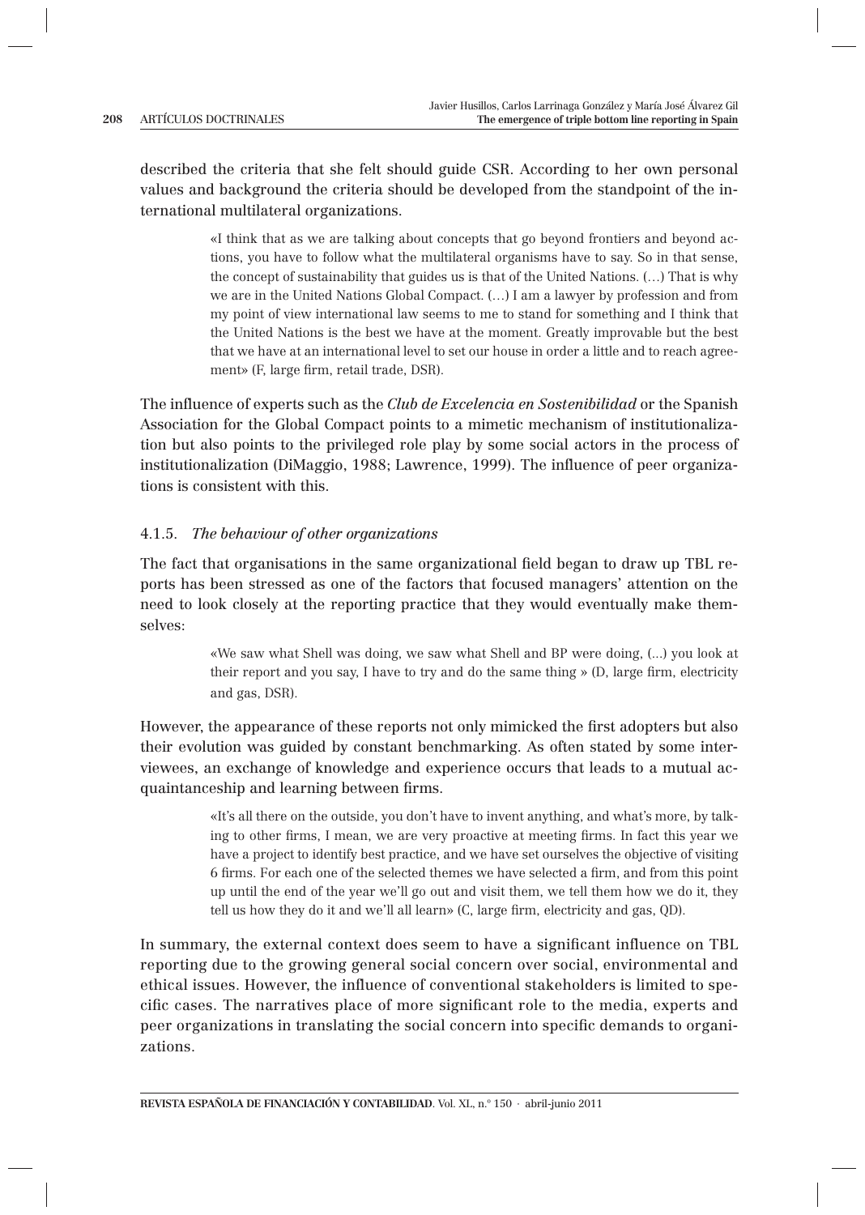described the criteria that she felt should guide CSR. According to her own personal values and background the criteria should be developed from the standpoint of the international multilateral organizations.

> «I think that as we are talking about concepts that go beyond frontiers and beyond actions, you have to follow what the multilateral organisms have to say. So in that sense, the concept of sustainability that guides us is that of the United Nations. (…) That is why we are in the United Nations Global Compact. (…) I am a lawyer by profession and from my point of view international law seems to me to stand for something and I think that the United Nations is the best we have at the moment. Greatly improvable but the best that we have at an international level to set our house in order a little and to reach agreement» (F, large firm, retail trade, DSR).

The influence of experts such as the *Club de Excelencia en Sostenibilidad* or the Spanish Association for the Global Compact points to a mimetic mechanism of institutionalization but also points to the privileged role play by some social actors in the process of institutionalization (DiMaggio, 1988; Lawrence, 1999). The influence of peer organizations is consistent with this.

#### 4.1.5. *The behaviour of other organizations*

The fact that organisations in the same organizational field began to draw up TBL reports has been stressed as one of the factors that focused managers' attention on the need to look closely at the reporting practice that they would eventually make themselves:

> «We saw what Shell was doing, we saw what Shell and BP were doing, (...) you look at their report and you say, I have to try and do the same thing » (D, large firm, electricity and gas, DSR).

However, the appearance of these reports not only mimicked the first adopters but also their evolution was guided by constant benchmarking. As often stated by some interviewees, an exchange of knowledge and experience occurs that leads to a mutual acquaintanceship and learning between firms.

> «It's all there on the outside, you don't have to invent anything, and what's more, by talking to other firms, I mean, we are very proactive at meeting firms. In fact this year we have a project to identify best practice, and we have set ourselves the objective of visiting 6 firms. For each one of the selected themes we have selected a firm, and from this point up until the end of the year we'll go out and visit them, we tell them how we do it, they tell us how they do it and we'll all learn» (C, large firm, electricity and gas, QD).

In summary, the external context does seem to have a significant influence on TBL reporting due to the growing general social concern over social, environmental and ethical issues. However, the influence of conventional stakeholders is limited to specific cases. The narratives place of more significant role to the media, experts and peer organizations in translating the social concern into specific demands to organizations.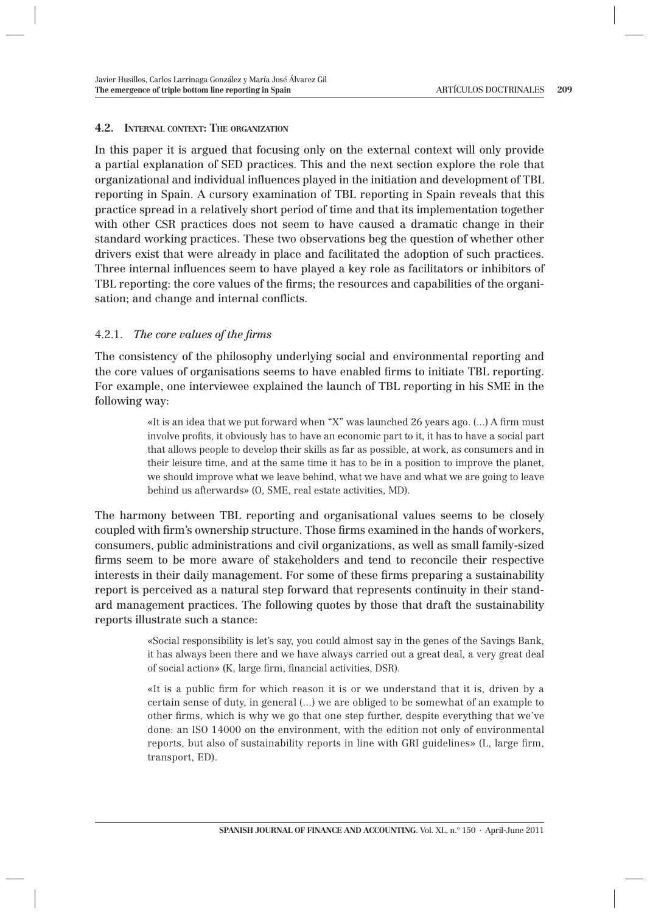### 4.2. Internal context: The organization

In this paper it is argued that focusing only on the external context will only provide a partial explanation of SED practices. This and the next section explore the role that organizational and individual influences played in the initiation and development of TBL reporting in Spain. A cursory examination of TBL reporting in Spain reveals that this practice spread in a relatively short period of time and that its implementation together with other CSR practices does not seem to have caused a dramatic change in their standard working practices. These two observations beg the question of whether other drivers exist that were already in place and facilitated the adoption of such practices. Three internal influences seem to have played a key role as facilitators or inhibitors of TBL reporting: the core values of the firms; the resources and capabilities of the organisation; and change and internal conflicts.

#### 4.2.1. *The core values of the firms*

The consistency of the philosophy underlying social and environmental reporting and the core values of organisations seems to have enabled firms to initiate TBL reporting. For example, one interviewee explained the launch of TBL reporting in his SME in the following way:

> «It is an idea that we put forward when "X" was launched 26 years ago. (...) A firm must involve profits, it obviously has to have an economic part to it, it has to have a social part that allows people to develop their skills as far as possible, at work, as consumers and in their leisure time, and at the same time it has to be in a position to improve the planet, we should improve what we leave behind, what we have and what we are going to leave behind us afterwards» (O, SME, real estate activities, MD).

The harmony between TBL reporting and organisational values seems to be closely coupled with firm's ownership structure. Those firms examined in the hands of workers, consumers, public administrations and civil organizations, as well as small family-sized firms seem to be more aware of stakeholders and tend to reconcile their respective interests in their daily management. For some of these firms preparing a sustainability report is perceived as a natural step forward that represents continuity in their standard management practices. The following quotes by those that draft the sustainability reports illustrate such a stance:

> «Social responsibility is let's say, you could almost say in the genes of the Savings Bank, it has always been there and we have always carried out a great deal, a very great deal of social action» (K, large firm, financial activities, DSR).

> «It is a public firm for which reason it is or we understand that it is, driven by a certain sense of duty, in general (...) we are obliged to be somewhat of an example to other firms, which is why we go that one step further, despite everything that we've done: an ISO 14000 on the environment, with the edition not only of environmental reports, but also of sustainability reports in line with GRI guidelines» (L, large firm, transport, ED).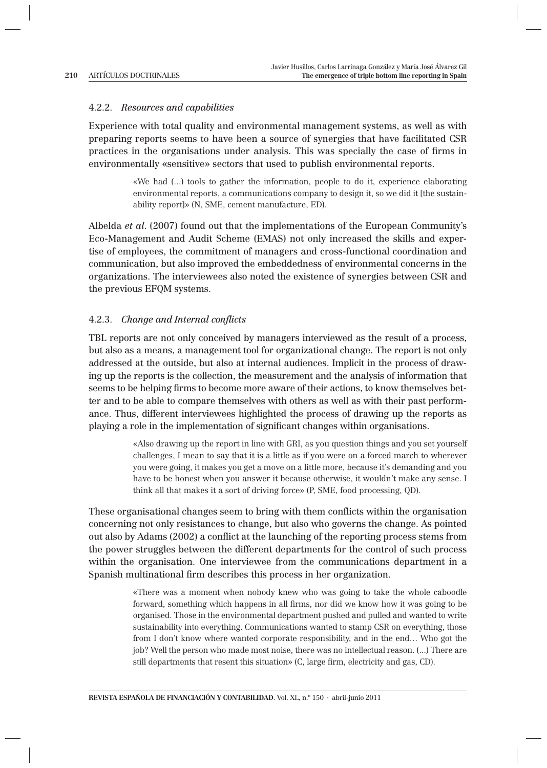#### 4.2.2. *Resources and capabilities*

Experience with total quality and environmental management systems, as well as with preparing reports seems to have been a source of synergies that have facilitated CSR practices in the organisations under analysis. This was specially the case of firms in environmentally «sensitive» sectors that used to publish environmental reports.

> «We had (...) tools to gather the information, people to do it, experience elaborating environmental reports, a communications company to design it, so we did it [the sustainability report]» (N, SME, cement manufacture, ED).

Albelda *et al.* (2007) found out that the implementations of the European Community's Eco-Management and Audit Scheme (EMAS) not only increased the skills and expertise of employees, the commitment of managers and cross-functional coordination and communication, but also improved the embeddedness of environmental concerns in the organizations. The interviewees also noted the existence of synergies between CSR and the previous EFQM systems.

#### 4.2.3. *Change and Internal conflicts*

TBL reports are not only conceived by managers interviewed as the result of a process, but also as a means, a management tool for organizational change. The report is not only addressed at the outside, but also at internal audiences. Implicit in the process of drawing up the reports is the collection, the measurement and the analysis of information that seems to be helping firms to become more aware of their actions, to know themselves better and to be able to compare themselves with others as well as with their past performance. Thus, different interviewees highlighted the process of drawing up the reports as playing a role in the implementation of significant changes within organisations.

> «Also drawing up the report in line with GRI, as you question things and you set yourself challenges, I mean to say that it is a little as if you were on a forced march to wherever you were going, it makes you get a move on a little more, because it's demanding and you have to be honest when you answer it because otherwise, it wouldn't make any sense. I think all that makes it a sort of driving force» (P, SME, food processing, QD).

These organisational changes seem to bring with them conflicts within the organisation concerning not only resistances to change, but also who governs the change. As pointed out also by Adams (2002) a conflict at the launching of the reporting process stems from the power struggles between the different departments for the control of such process within the organisation. One interviewee from the communications department in a Spanish multinational firm describes this process in her organization.

> «There was a moment when nobody knew who was going to take the whole caboodle forward, something which happens in all firms, nor did we know how it was going to be organised. Those in the environmental department pushed and pulled and wanted to write sustainability into everything. Communications wanted to stamp CSR on everything, those from I don't know where wanted corporate responsibility, and in the end… Who got the job? Well the person who made most noise, there was no intellectual reason. (...) There are still departments that resent this situation» (C, large firm, electricity and gas, CD).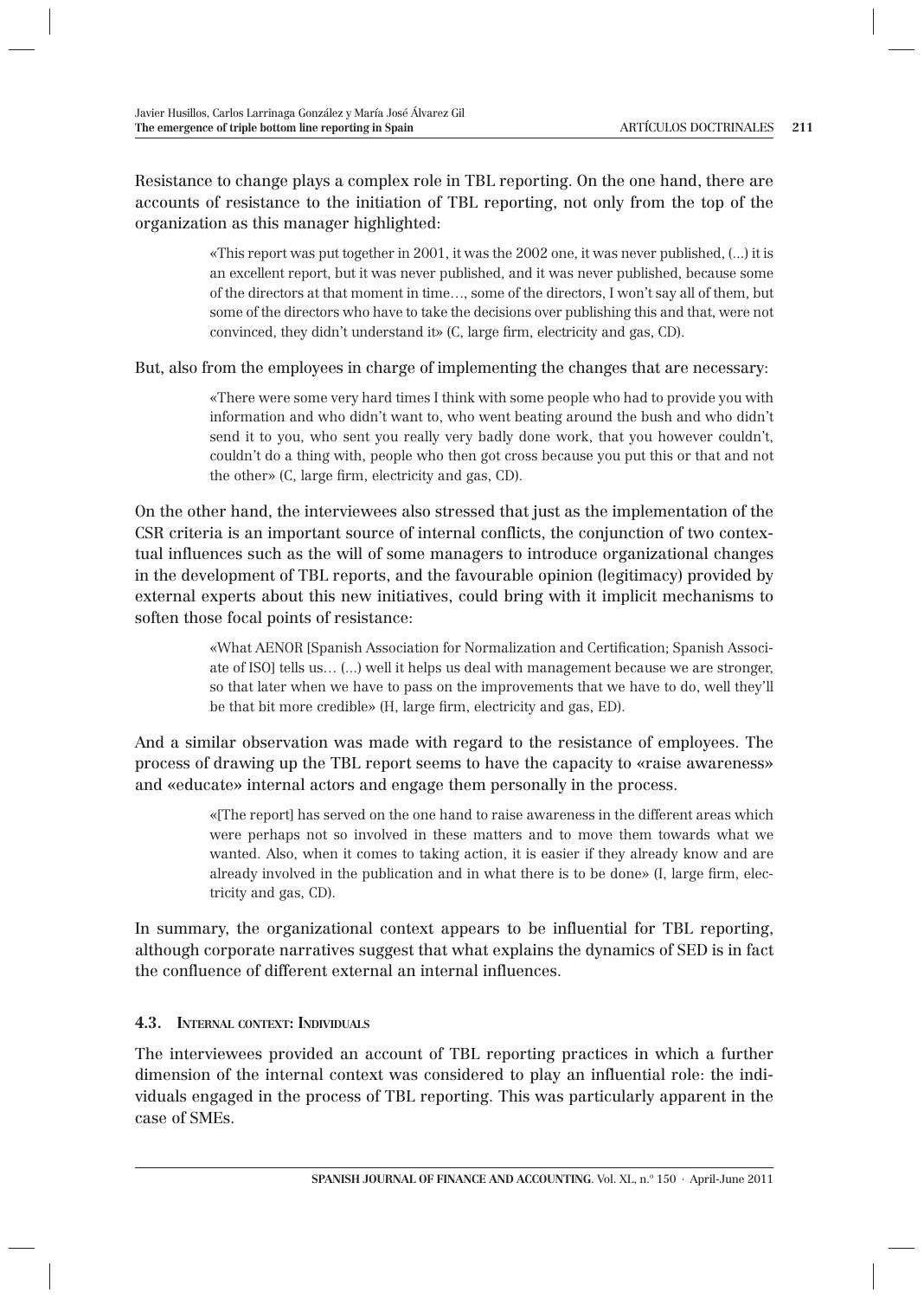Resistance to change plays a complex role in TBL reporting. On the one hand, there are accounts of resistance to the initiation of TBL reporting, not only from the top of the organization as this manager highlighted:

> «This report was put together in 2001, it was the 2002 one, it was never published, (...) it is an excellent report, but it was never published, and it was never published, because some of the directors at that moment in time…, some of the directors, I won't say all of them, but some of the directors who have to take the decisions over publishing this and that, were not convinced, they didn't understand it» (C, large firm, electricity and gas, CD).

But, also from the employees in charge of implementing the changes that are necessary:

> «There were some very hard times I think with some people who had to provide you with information and who didn't want to, who went beating around the bush and who didn't send it to you, who sent you really very badly done work, that you however couldn't, couldn't do a thing with, people who then got cross because you put this or that and not the other» (C, large firm, electricity and gas, CD).

On the other hand, the interviewees also stressed that just as the implementation of the CSR criteria is an important source of internal conflicts, the conjunction of two contextual influences such as the will of some managers to introduce organizational changes in the development of TBL reports, and the favourable opinion (legitimacy) provided by external experts about this new initiatives, could bring with it implicit mechanisms to soften those focal points of resistance:

> «What AENOR [Spanish Association for Normalization and Certification; Spanish Associate of ISO] tells us… (...) well it helps us deal with management because we are stronger, so that later when we have to pass on the improvements that we have to do, well they'll be that bit more credible» (H, large firm, electricity and gas, ED).

And a similar observation was made with regard to the resistance of employees. The process of drawing up the TBL report seems to have the capacity to «raise awareness» and «educate» internal actors and engage them personally in the process.

> «[The report] has served on the one hand to raise awareness in the different areas which were perhaps not so involved in these matters and to move them towards what we wanted. Also, when it comes to taking action, it is easier if they already know and are already involved in the publication and in what there is to be done» (I, large firm, electricity and gas, CD).

In summary, the organizational context appears to be influential for TBL reporting, although corporate narratives suggest that what explains the dynamics of SED is in fact the confluence of different external an internal influences.

### 4.3. Internal context: Individuals

The interviewees provided an account of TBL reporting practices in which a further dimension of the internal context was considered to play an influential role: the individuals engaged in the process of TBL reporting. This was particularly apparent in the case of SMEs.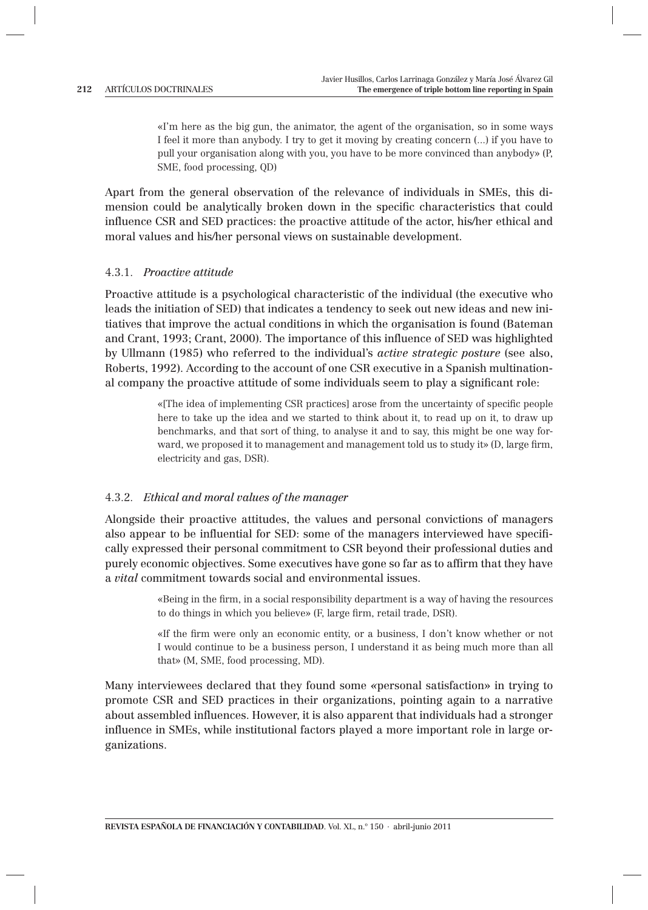> «I'm here as the big gun, the animator, the agent of the organisation, so in some ways I feel it more than anybody. I try to get it moving by creating concern (...) if you have to pull your organisation along with you, you have to be more convinced than anybody» (P, SME, food processing, QD)

Apart from the general observation of the relevance of individuals in SMEs, this dimension could be analytically broken down in the specific characteristics that could influence CSR and SED practices: the proactive attitude of the actor, his/her ethical and moral values and his/her personal views on sustainable development.

### 4.3.1. *Proactive attitude*

Proactive attitude is a psychological characteristic of the individual (the executive who leads the initiation of SED) that indicates a tendency to seek out new ideas and new initiatives that improve the actual conditions in which the organisation is found (Bateman and Crant, 1993; Crant, 2000). The importance of this influence of SED was highlighted by Ullmann (1985) who referred to the individual's *active strategic posture* (see also, Roberts, 1992). According to the account of one CSR executive in a Spanish multinational company the proactive attitude of some individuals seem to play a significant role:

> «[The idea of implementing CSR practices] arose from the uncertainty of specific people here to take up the idea and we started to think about it, to read up on it, to draw up benchmarks, and that sort of thing, to analyse it and to say, this might be one way forward, we proposed it to management and management told us to study it» (D, large firm, electricity and gas, DSR).

### 4.3.2. *Ethical and moral values of the manager*

Alongside their proactive attitudes, the values and personal convictions of managers also appear to be influential for SED: some of the managers interviewed have specifically expressed their personal commitment to CSR beyond their professional duties and purely economic objectives. Some executives have gone so far as to affirm that they have a *vital* commitment towards social and environmental issues.

> «Being in the firm, in a social responsibility department is a way of having the resources to do things in which you believe» (F, large firm, retail trade, DSR).

> «If the firm were only an economic entity, or a business, I don't know whether or not I would continue to be a business person, I understand it as being much more than all that» (M, SME, food processing, MD).

Many interviewees declared that they found some «personal satisfaction» in trying to promote CSR and SED practices in their organizations, pointing again to a narrative about assembled influences. However, it is also apparent that individuals had a stronger influence in SMEs, while institutional factors played a more important role in large organizations.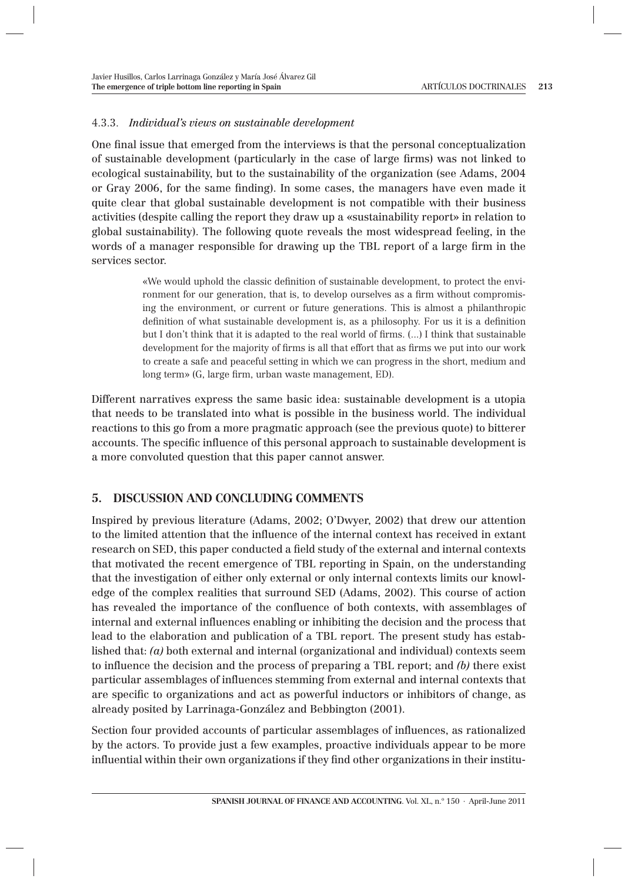#### 4.3.3. *Individual's views on sustainable development*

One final issue that emerged from the interviews is that the personal conceptualization of sustainable development (particularly in the case of large firms) was not linked to ecological sustainability, but to the sustainability of the organization (see Adams, 2004 or Gray 2006, for the same finding). In some cases, the managers have even made it quite clear that global sustainable development is not compatible with their business activities (despite calling the report they draw up a «sustainability report» in relation to global sustainability). The following quote reveals the most widespread feeling, in the words of a manager responsible for drawing up the TBL report of a large firm in the services sector.

> «We would uphold the classic definition of sustainable development, to protect the environment for our generation, that is, to develop ourselves as a firm without compromising the environment, or current or future generations. This is almost a philanthropic definition of what sustainable development is, as a philosophy. For us it is a definition but I don't think that it is adapted to the real world of firms. (...) I think that sustainable development for the majority of firms is all that effort that as firms we put into our work to create a safe and peaceful setting in which we can progress in the short, medium and long term» (G, large firm, urban waste management, ED).

Different narratives express the same basic idea: sustainable development is a utopia that needs to be translated into what is possible in the business world. The individual reactions to this go from a more pragmatic approach (see the previous quote) to bitterer accounts. The specific influence of this personal approach to sustainable development is a more convoluted question that this paper cannot answer.

## 5. DISCUSSION AND CONCLUDING COMMENTS

Inspired by previous literature (Adams, 2002; O'Dwyer, 2002) that drew our attention to the limited attention that the influence of the internal context has received in extant research on SED, this paper conducted a field study of the external and internal contexts that motivated the recent emergence of TBL reporting in Spain, on the understanding that the investigation of either only external or only internal contexts limits our knowledge of the complex realities that surround SED (Adams, 2002). This course of action has revealed the importance of the confluence of both contexts, with assemblages of internal and external influences enabling or inhibiting the decision and the process that lead to the elaboration and publication of a TBL report. The present study has established that: *(a)* both external and internal (organizational and individual) contexts seem to influence the decision and the process of preparing a TBL report; and *(b)* there exist particular assemblages of influences stemming from external and internal contexts that are specific to organizations and act as powerful inductors or inhibitors of change, as already posited by Larrinaga-González and Bebbington (2001).

Section four provided accounts of particular assemblages of influences, as rationalized by the actors. To provide just a few examples, proactive individuals appear to be more influential within their own organizations if they find other organizations in their institu-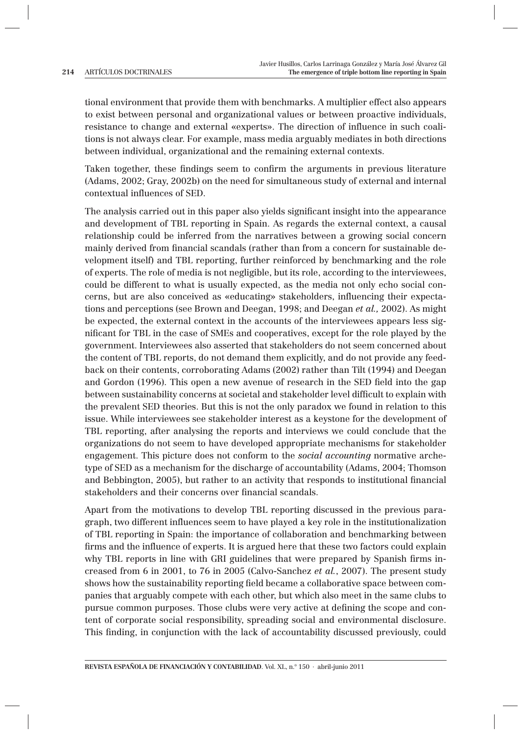tional environment that provide them with benchmarks. A multiplier effect also appears to exist between personal and organizational values or between proactive individuals, resistance to change and external «experts». The direction of influence in such coalitions is not always clear. For example, mass media arguably mediates in both directions between individual, organizational and the remaining external contexts.

Taken together, these findings seem to confirm the arguments in previous literature (Adams, 2002; Gray, 2002b) on the need for simultaneous study of external and internal contextual influences of SED.

The analysis carried out in this paper also yields significant insight into the appearance and development of TBL reporting in Spain. As regards the external context, a causal relationship could be inferred from the narratives between a growing social concern mainly derived from financial scandals (rather than from a concern for sustainable development itself) and TBL reporting, further reinforced by benchmarking and the role of experts. The role of media is not negligible, but its role, according to the interviewees, could be different to what is usually expected, as the media not only echo social concerns, but are also conceived as «educating» stakeholders, influencing their expectations and perceptions (see Brown and Deegan, 1998; and Deegan *et al.,* 2002). As might be expected, the external context in the accounts of the interviewees appears less significant for TBL in the case of SMEs and cooperatives, except for the role played by the government. Interviewees also asserted that stakeholders do not seem concerned about the content of TBL reports, do not demand them explicitly, and do not provide any feedback on their contents, corroborating Adams (2002) rather than Tilt (1994) and Deegan and Gordon (1996). This open a new avenue of research in the SED field into the gap between sustainability concerns at societal and stakeholder level difficult to explain with the prevalent SED theories. But this is not the only paradox we found in relation to this issue. While interviewees see stakeholder interest as a keystone for the development of TBL reporting, after analysing the reports and interviews we could conclude that the organizations do not seem to have developed appropriate mechanisms for stakeholder engagement. This picture does not conform to the *social accounting* normative archetype of SED as a mechanism for the discharge of accountability (Adams, 2004; Thomson and Bebbington, 2005), but rather to an activity that responds to institutional financial stakeholders and their concerns over financial scandals.

Apart from the motivations to develop TBL reporting discussed in the previous paragraph, two different influences seem to have played a key role in the institutionalization of TBL reporting in Spain: the importance of collaboration and benchmarking between firms and the influence of experts. It is argued here that these two factors could explain why TBL reports in line with GRI guidelines that were prepared by Spanish firms increased from 6 in 2001, to 76 in 2005 (Calvo-Sanchez *et al.*, 2007). The present study shows how the sustainability reporting field became a collaborative space between companies that arguably compete with each other, but which also meet in the same clubs to pursue common purposes. Those clubs were very active at defining the scope and content of corporate social responsibility, spreading social and environmental disclosure. This finding, in conjunction with the lack of accountability discussed previously, could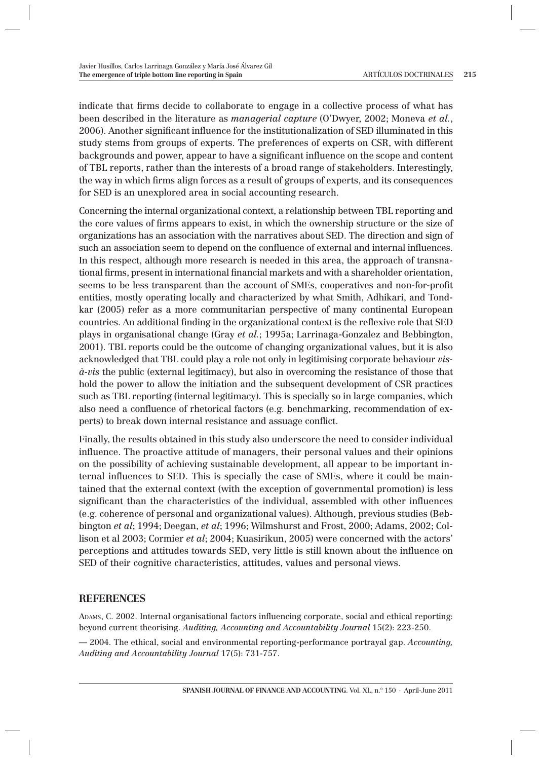indicate that firms decide to collaborate to engage in a collective process of what has been described in the literature as *managerial capture* (O'Dwyer, 2002; Moneva *et al.*, 2006). Another significant influence for the institutionalization of SED illuminated in this study stems from groups of experts. The preferences of experts on CSR, with different backgrounds and power, appear to have a significant influence on the scope and content of TBL reports, rather than the interests of a broad range of stakeholders. Interestingly, the way in which firms align forces as a result of groups of experts, and its consequences for SED is an unexplored area in social accounting research.

Concerning the internal organizational context, a relationship between TBL reporting and the core values of firms appears to exist, in which the ownership structure or the size of organizations has an association with the narratives about SED. The direction and sign of such an association seem to depend on the confluence of external and internal influences. In this respect, although more research is needed in this area, the approach of transnational firms, present in international financial markets and with a shareholder orientation, seems to be less transparent than the account of SMEs, cooperatives and non-for-profit entities, mostly operating locally and characterized by what Smith, Adhikari, and Tondkar (2005) refer as a more communitarian perspective of many continental European countries. An additional finding in the organizational context is the reflexive role that SED plays in organisational change (Gray *et al.*; 1995a; Larrinaga-Gonzalez and Bebbington, 2001). TBL reports could be the outcome of changing organizational values, but it is also acknowledged that TBL could play a role not only in legitimising corporate behaviour *vis-à-vis* the public (external legitimacy), but also in overcoming the resistance of those that hold the power to allow the initiation and the subsequent development of CSR practices such as TBL reporting (internal legitimacy). This is specially so in large companies, which also need a confluence of rhetorical factors (e.g. benchmarking, recommendation of experts) to break down internal resistance and assuage conflict.

Finally, the results obtained in this study also underscore the need to consider individual influence. The proactive attitude of managers, their personal values and their opinions on the possibility of achieving sustainable development, all appear to be important internal influences to SED. This is specially the case of SMEs, where it could be maintained that the external context (with the exception of governmental promotion) is less significant than the characteristics of the individual, assembled with other influences (e.g. coherence of personal and organizational values). Although, previous studies (Bebbington *et al*; 1994; Deegan, *et al*; 1996; Wilmshurst and Frost, 2000; Adams, 2002; Collison et al 2003; Cormier *et al*; 2004; Kuasirikun, 2005) were concerned with the actors' perceptions and attitudes towards SED, very little is still known about the influence on SED of their cognitive characteristics, attitudes, values and personal views.

## REFERENCES

Adams, C. 2002. Internal organisational factors influencing corporate, social and ethical reporting: beyond current theorising. *Auditing, Accounting and Accountability Journal* 15(2): 223-250.

— 2004. The ethical, social and environmental reporting-performance portrayal gap. *Accounting, Auditing and Accountability Journal* 17(5): 731-757.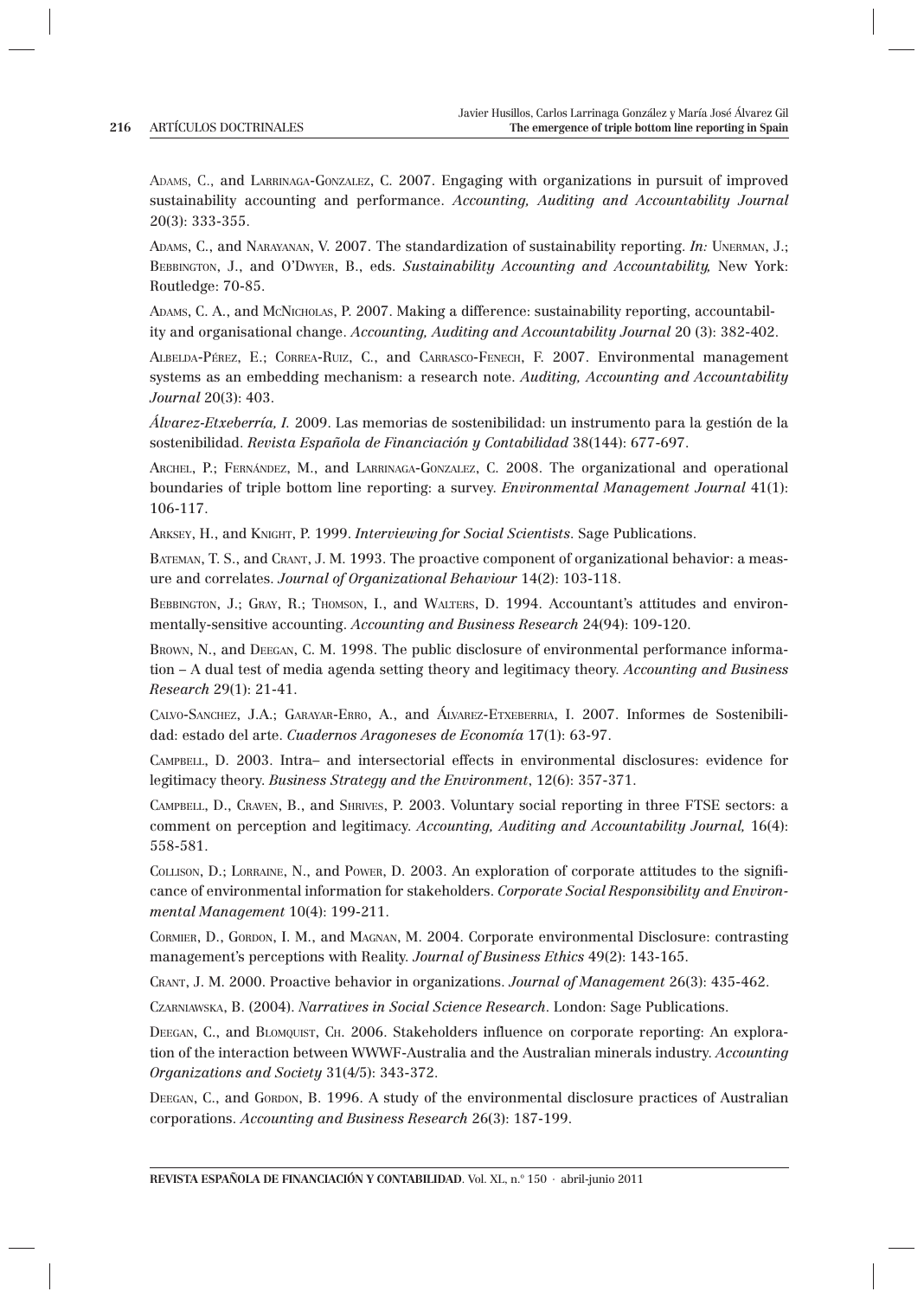Adams, C., and Larrinaga-Gonzalez, C. 2007. Engaging with organizations in pursuit of improved sustainability accounting and performance. *Accounting, Auditing and Accountability Journal* 20(3): 333-355.

Adams, C., and Narayanan, V. 2007. The standardization of sustainability reporting. *In:* Unerman, J.; Bebbington, J., and O'Dwyer, B., eds. *Sustainability Accounting and Accountability,* New York: Routledge: 70-85.

Adams, C. A., and McNicholas, P. 2007. Making a difference: sustainability reporting, accountability and organisational change. *Accounting, Auditing and Accountability Journal* 20 (3): 382-402.

Albelda-Pérez, E.; Correa-Ruiz, C., and Carrasco-Fenech, F. 2007. Environmental management systems as an embedding mechanism: a research note. *Auditing, Accounting and Accountability Journal* 20(3): 403.

*Álvarez-Etxeberría, I.* 2009. Las memorias de sostenibilidad: un instrumento para la gestión de la sostenibilidad. *Revista Española de Financiación y Contabilidad* 38(144): 677-697.

Archel, P.; Fernández, M., and Larrinaga-Gonzalez, C. 2008. The organizational and operational boundaries of triple bottom line reporting: a survey. *Environmental Management Journal* 41(1): 106-117.

Arksey, H., and Knight, P. 1999. *Interviewing for Social Scientists*. Sage Publications.

Bateman, T. S., and Crant, J. M. 1993. The proactive component of organizational behavior: a measure and correlates. *Journal of Organizational Behaviour* 14(2): 103-118.

Bebbington, J.; Gray, R.; Thomson, I., and Walters, D. 1994. Accountant's attitudes and environmentally-sensitive accounting. *Accounting and Business Research* 24(94): 109-120.

Brown, N., and Deegan, C. M. 1998. The public disclosure of environmental performance information – A dual test of media agenda setting theory and legitimacy theory. *Accounting and Business Research* 29(1): 21-41.

Calvo-Sanchez, J.A.; Garayar-Erro, A., and Álvarez-Etxeberria, I. 2007. Informes de Sostenibilidad: estado del arte. *Cuadernos Aragoneses de Economía* 17(1): 63-97.

Campbell, D. 2003. Intra– and intersectorial effects in environmental disclosures: evidence for legitimacy theory. *Business Strategy and the Environment*, 12(6): 357-371.

Campbell, D., Craven, B., and Shrives, P. 2003. Voluntary social reporting in three FTSE sectors: a comment on perception and legitimacy. *Accounting, Auditing and Accountability Journal,* 16(4): 558-581.

Collison, D.; Lorraine, N., and Power, D. 2003. An exploration of corporate attitudes to the significance of environmental information for stakeholders. *Corporate Social Responsibility and Environmental Management* 10(4): 199-211.

Cormier, D., Gordon, I. M., and Magnan, M. 2004. Corporate environmental Disclosure: contrasting management's perceptions with Reality. *Journal of Business Ethics* 49(2): 143-165.

Crant, J. M. 2000. Proactive behavior in organizations. *Journal of Management* 26(3): 435-462.

Czarniawska, B. (2004). *Narratives in Social Science Research*. London: Sage Publications.

Deegan, C., and Blomquist, Ch. 2006. Stakeholders influence on corporate reporting: An exploration of the interaction between WWWF-Australia and the Australian minerals industry. *Accounting Organizations and Society* 31(4/5): 343-372.

Deegan, C., and Gordon, B. 1996. A study of the environmental disclosure practices of Australian corporations. *Accounting and Business Research* 26(3): 187-199.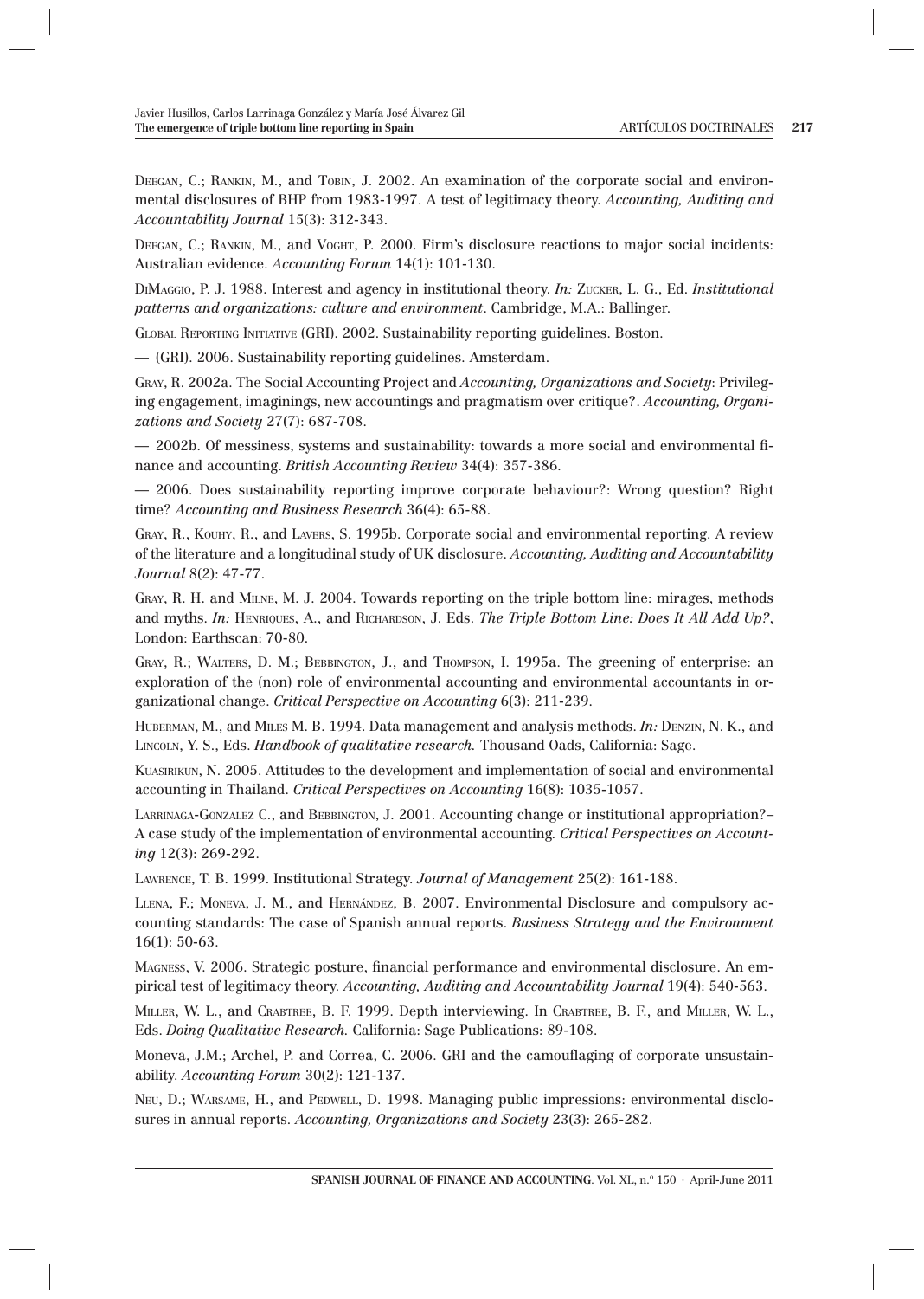Deegan, C.; Rankin, M., and Tobin, J. 2002. An examination of the corporate social and environmental disclosures of BHP from 1983-1997. A test of legitimacy theory. *Accounting, Auditing and Accountability Journal* 15(3): 312-343.

Deegan, C.; Rankin, M., and Voght, P. 2000. Firm's disclosure reactions to major social incidents: Australian evidence. *Accounting Forum* 14(1): 101-130.

DiMaggio, P. J. 1988. Interest and agency in institutional theory. *In:* Zucker, L. G., Ed. *Institutional patterns and organizations: culture and environment*. Cambridge, M.A.: Ballinger.

Global Reporting Initiative (GRI). 2002. Sustainability reporting guidelines. Boston.

— (GRI). 2006. Sustainability reporting guidelines. Amsterdam.

Gray, R. 2002a. The Social Accounting Project and *Accounting, Organizations and Society*: Privileging engagement, imaginings, new accountings and pragmatism over critique?. *Accounting, Organizations and Society* 27(7): 687-708.

— 2002b. Of messiness, systems and sustainability: towards a more social and environmental finance and accounting. *British Accounting Review* 34(4): 357-386.

— 2006. Does sustainability reporting improve corporate behaviour?: Wrong question? Right time? *Accounting and Business Research* 36(4): 65-88.

Gray, R., Kouhy, R., and Lavers, S. 1995b. Corporate social and environmental reporting. A review of the literature and a longitudinal study of UK disclosure. *Accounting, Auditing and Accountability Journal* 8(2): 47-77.

Gray, R. H. and Milne, M. J. 2004. Towards reporting on the triple bottom line: mirages, methods and myths. *In:* Henriques, A., and Richardson, J. Eds. *The Triple Bottom Line: Does It All Add Up?*, London: Earthscan: 70-80.

Gray, R.; Walters, D. M.; Bebbington, J., and Thompson, I. 1995a. The greening of enterprise: an exploration of the (non) role of environmental accounting and environmental accountants in organizational change. *Critical Perspective on Accounting* 6(3): 211-239.

Huberman, M., and Miles M. B. 1994. Data management and analysis methods. *In:* Denzin, N. K., and Lincoln, Y. S., Eds. *Handbook of qualitative research.* Thousand Oads, California: Sage.

Kuasirikun, N. 2005. Attitudes to the development and implementation of social and environmental accounting in Thailand. *Critical Perspectives on Accounting* 16(8): 1035-1057.

Larrinaga-Gonzalez C., and Bebbington, J. 2001. Accounting change or institutional appropriation?– A case study of the implementation of environmental accounting. *Critical Perspectives on Accounting* 12(3): 269-292.

Lawrence, T. B. 1999. Institutional Strategy. *Journal of Management* 25(2): 161-188.

Llena, F.; Moneva, J. M., and Hernández, B. 2007. Environmental Disclosure and compulsory accounting standards: The case of Spanish annual reports. *Business Strategy and the Environment* 16(1): 50-63.

Magness, V. 2006. Strategic posture, financial performance and environmental disclosure. An empirical test of legitimacy theory. *Accounting, Auditing and Accountability Journal* 19(4): 540-563.

Miller, W. L., and Crabtree, B. F. 1999. Depth interviewing. In Crabtree, B. F., and Miller, W. L., Eds. *Doing Qualitative Research.* California: Sage Publications: 89-108.

Moneva, J.M.; Archel, P. and Correa, C. 2006. GRI and the camouflaging of corporate unsustainability. *Accounting Forum* 30(2): 121-137.

Neu, D.; Warsame, H., and Pedwell, D. 1998. Managing public impressions: environmental disclosures in annual reports. *Accounting, Organizations and Society* 23(3): 265-282.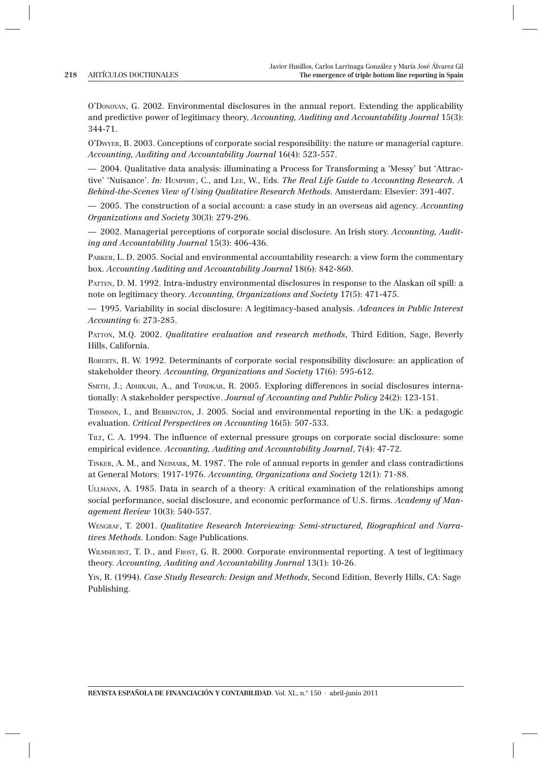O'Donovan, G. 2002. Environmental disclosures in the annual report. Extending the applicability and predictive power of legitimacy theory, *Accounting, Auditing and Accountability Journal* 15(3): 344-71.

O'Dwyer, B. 2003. Conceptions of corporate social responsibility: the nature or managerial capture. *Accounting, Auditing and Accountability Journal* 16(4): 523-557.

— 2004. Qualitative data analysis: illuminating a Process for Transforming a 'Messy' but 'Attractive' 'Nuisance'. *In:* Humphry, C., and Lee, W., Eds. *The Real Life Guide to Accounting Research. A Behind-the-Scenes View of Using Qualitative Research Methods*. Amsterdam: Elsevier: 391-407.

— 2005. The construction of a social account: a case study in an overseas aid agency. *Accounting Organizations and Society* 30(3): 279-296.

— 2002. Managerial perceptions of corporate social disclosure. An Irish story. *Accounting, Auditing and Accountability Journal* 15(3): 406-436.

Parker, L. D. 2005. Social and environmental accountability research: a view form the commentary box. *Accounting Auditing and Accountability Journal* 18(6): 842-860.

Patten, D. M. 1992. Intra-industry environmental disclosures in response to the Alaskan oil spill: a note on legitimacy theory. *Accounting, Organizations and Society* 17(5): 471-475.

— 1995. Variability in social disclosure: A legitimacy-based analysis. *Advances in Public Interest Accounting* 6: 273-285.

Patton, M.Q. 2002. *Qualitative evaluation and research methods*, Third Edition, Sage, Beverly Hills, California.

Roberts, R. W. 1992. Determinants of corporate social responsibility disclosure: an application of stakeholder theory. *Accounting, Organizations and Society* 17(6): 595-612.

Smith, J.; Adhikari, A., and Tondkar, R. 2005. Exploring differences in social disclosures internationally: A stakeholder perspective. *Journal of Accounting and Public Policy* 24(2): 123-151.

Thomson, I., and Bebbington, J. 2005. Social and environmental reporting in the UK: a pedagogic evaluation. *Critical Perspectives on Accounting* 16(5): 507-533.

Tilt, C. A. 1994. The influence of external pressure groups on corporate social disclosure: some empirical evidence. *Accounting, Auditing and Accountability Journal*, 7(4): 47-72.

Tinker, A. M., and Neimark, M. 1987. The role of annual reports in gender and class contradictions at General Motors: 1917-1976. *Accounting, Organizations and Society* 12(1): 71-88.

Ullmann, A. 1985. Data in search of a theory: A critical examination of the relationships among social performance, social disclosure, and economic performance of U.S. firms. *Academy of Management Review* 10(3): 540-557.

Wengraf, T. 2001. *Qualitative Research Interviewing: Semi-structured, Biographical and Narratives Methods*. London: Sage Publications.

Wilmshurst, T. D., and Frost, G. R. 2000. Corporate environmental reporting. A test of legitimacy theory. *Accounting, Auditing and Accountability Journal* 13(1): 10-26.

Yin, R. (1994). *Case Study Research: Design and Methods*, Second Edition, Beverly Hills, CA: Sage Publishing.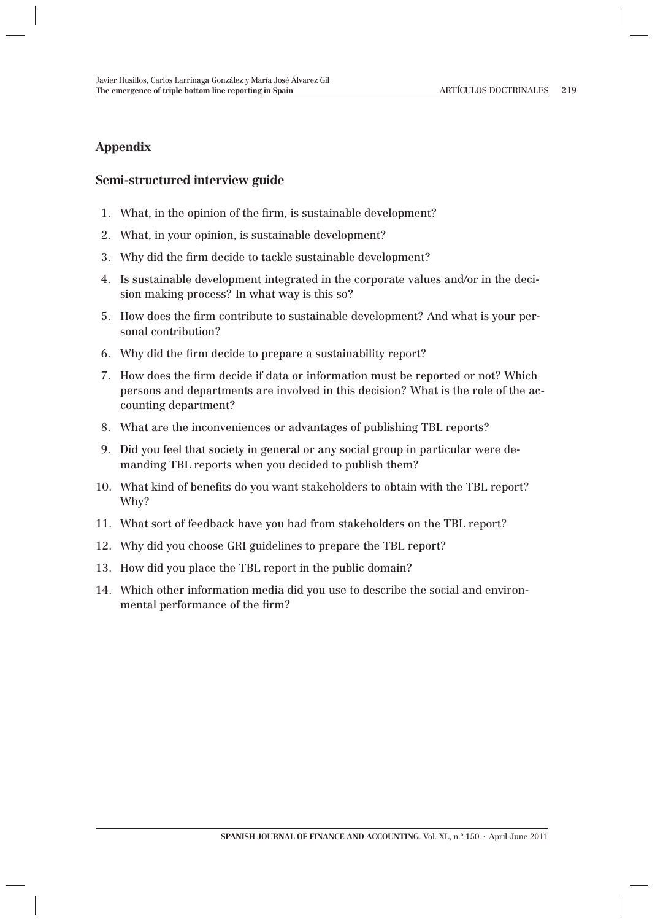## Appendix

### Semi-structured interview guide

1. What, in the opinion of the firm, is sustainable development?
2. What, in your opinion, is sustainable development?
3. Why did the firm decide to tackle sustainable development?
4. Is sustainable development integrated in the corporate values and/or in the decision making process? In what way is this so?
5. How does the firm contribute to sustainable development? And what is your personal contribution?
6. Why did the firm decide to prepare a sustainability report?
7. How does the firm decide if data or information must be reported or not? Which persons and departments are involved in this decision? What is the role of the accounting department?
8. What are the inconveniences or advantages of publishing TBL reports?
9. Did you feel that society in general or any social group in particular were demanding TBL reports when you decided to publish them?
10. What kind of benefits do you want stakeholders to obtain with the TBL report? Why?
11. What sort of feedback have you had from stakeholders on the TBL report?
12. Why did you choose GRI guidelines to prepare the TBL report?
13. How did you place the TBL report in the public domain?
14. Which other information media did you use to describe the social and environmental performance of the firm?